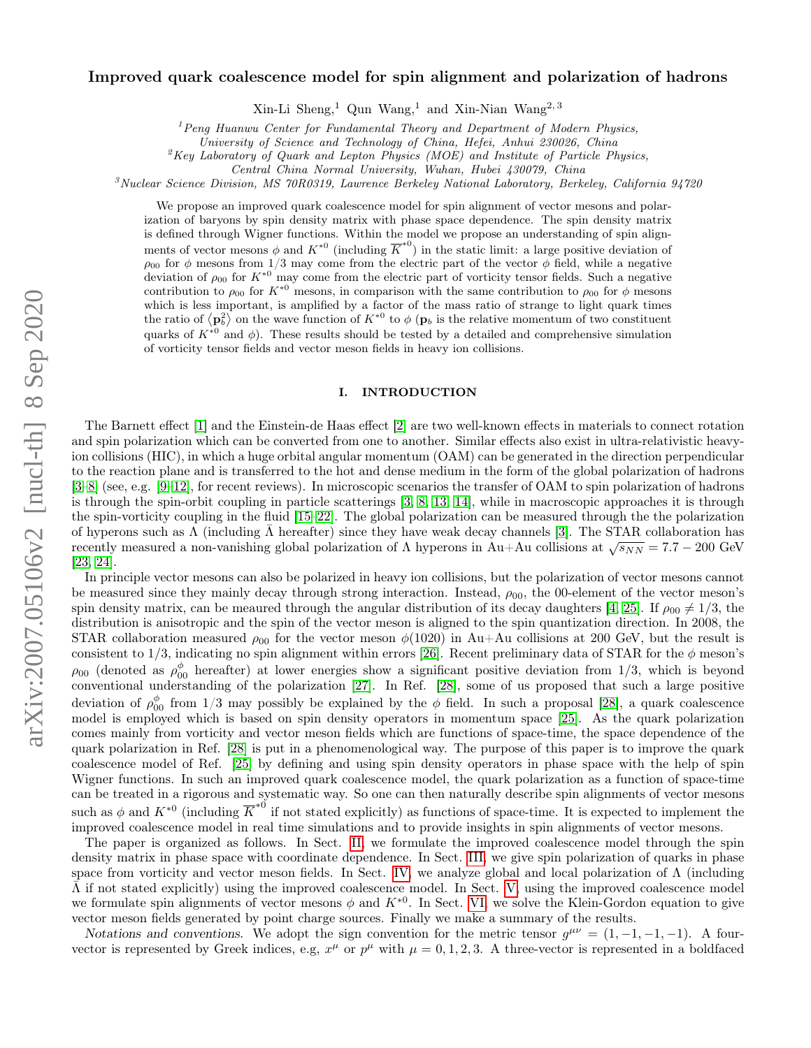# Improved quark coalescence model for spin alignment and polarization of hadrons

Xin-Li Sheng,[1] Qun Wang,[1] and Xin-Nian Wang[2,3]

[1] *Peng Huanwu Center for Fundamental Theory and Department of Modern Physics, University of Science and Technology of China, Hefei, Anhui 230026, China*

[2] *Key Laboratory of Quark and Lepton Physics (MOE) and Institute of Particle Physics, Central China Normal University, Wuhan, Hubei 430079, China*

[3] *Nuclear Science Division, MS 70R0319, Lawrence Berkeley National Laboratory, Berkeley, California 94720*

We propose an improved quark coalescence model for spin alignment of vector mesons and polarization of baryons by spin density matrix with phase space dependence. The spin density matrix is defined through Wigner functions. Within the model we propose an understanding of spin alignments of vector mesons $\phi$ and $K^{*0}$ (including $\overline{K}^{*0}$) in the static limit: a large positive deviation of $\rho_{00}$ for $\phi$ mesons from 1/3 may come from the electric part of the vector $\phi$ field, while a negative deviation of $\rho_{00}$ for $K^{*0}$ may come from the electric part of vorticity tensor fields. Such a negative contribution to $\rho_{00}$ for $K^{*0}$ mesons, in comparison with the same contribution to $\rho_{00}$ for $\phi$ mesons which is less important, is amplified by a factor of the mass ratio of strange to light quark times the ratio of $\langle \mathbf{p}_b^2 \rangle$ on the wave function of $K^{*0}$ to $\phi$ ($\mathbf{p}_b$ is the relative momentum of two constituent quarks of $K^{*0}$ and $\phi$). These results should be tested by a detailed and comprehensive simulation of vorticity tensor fields and vector meson fields in heavy ion collisions.

## I. INTRODUCTION

The Barnett effect [1] and the Einstein-de Haas effect [2] are two well-known effects in materials to connect rotation and spin polarization which can be converted from one to another. Similar effects also exist in ultra-relativistic heavy-ion collisions (HIC), in which a huge orbital angular momentum (OAM) can be generated in the direction perpendicular to the reaction plane and is transferred to the hot and dense medium in the form of the global polarization of hadrons [3–8] (see, e.g. [9–12], for recent reviews). In microscopic scenarios the transfer of OAM to spin polarization of hadrons is through the spin-orbit coupling in particle scatterings [3, 8, 13, 14], while in macroscopic approaches it is through the spin-vorticity coupling in the fluid [15–22]. The global polarization can be measured through the the polarization of hyperons such as $\Lambda$ (including $\bar{\Lambda}$ hereafter) since they have weak decay channels [3]. The STAR collaboration has recently measured a non-vanishing global polarization of $\Lambda$ hyperons in Au+Au collisions at $\sqrt{s_{NN}} = 7.7-200$ GeV [23, 24].

In principle vector mesons can also be polarized in heavy ion collisions, but the polarization of vector mesons cannot be measured since they mainly decay through strong interaction. Instead, $\rho_{00}$, the 00-element of the vector meson's spin density matrix, can be meaured through the angular distribution of its decay daughters [4, 25]. If $\rho_{00} \neq 1/3$, the distribution is anisotropic and the spin of the vector meson is aligned to the spin quantization direction. In 2008, the STAR collaboration measured $\rho_{00}$ for the vector meson $\phi(1020)$ in Au+Au collisions at 200 GeV, but the result is consistent to 1/3, indicating no spin alignment within errors [26]. Recent preliminary data of STAR for the $\phi$ meson's $\rho_{00}$ (denoted as $\rho_{00}^{\phi}$ hereafter) at lower energies show a significant positive deviation from 1/3, which is beyond conventional understanding of the polarization [27]. In Ref. [28], some of us proposed that such a large positive deviation of $\rho_{00}^{\phi}$ from 1/3 may possibly be explained by the $\phi$ field. In such a proposal [28], a quark coalescence model is employed which is based on spin density operators in momentum space [25]. As the quark polarization comes mainly from vorticity and vector meson fields which are functions of space-time, the space dependence of the quark polarization in Ref. [28] is put in a phenomenological way. The purpose of this paper is to improve the quark coalescence model of Ref. [25] by defining and using spin density operators in phase space with the help of spin Wigner functions. In such an improved quark coalescence model, the quark polarization as a function of space-time can be treated in a rigorous and systematic way. So one can then naturally describe spin alignments of vector mesons such as $\phi$ and $K^{*0}$ (including $\overline{K}^{*0}$ if not stated explicitly) as functions of space-time. It is expected to implement the improved coalescence model in real time simulations and to provide insights in spin alignments of vector mesons.

The paper is organized as follows. In Sect. II, we formulate the improved coalescence model through the spin density matrix in phase space with coordinate dependence. In Sect. III, we give spin polarization of quarks in phase space from vorticity and vector meson fields. In Sect. IV, we analyze global and local polarization of $\Lambda$ (including $\bar{\Lambda}$ if not stated explicitly) using the improved coalescence model. In Sect. V, using the improved coalescence model we formulate spin alignments of vector mesons $\phi$ and $K^{*0}$. In Sect. VI, we solve the Klein-Gordon equation to give vector meson fields generated by point charge sources. Finally we make a summary of the results.

*Notations and conventions*. We adopt the sign convention for the metric tensor $g^{\mu\nu} = (1, -1, -1, -1)$. A four-vector is represented by Greek indices, e.g, $x^\mu$ or $p^\mu$ with $\mu = 0, 1, 2, 3$. A three-vector is represented in a boldfaced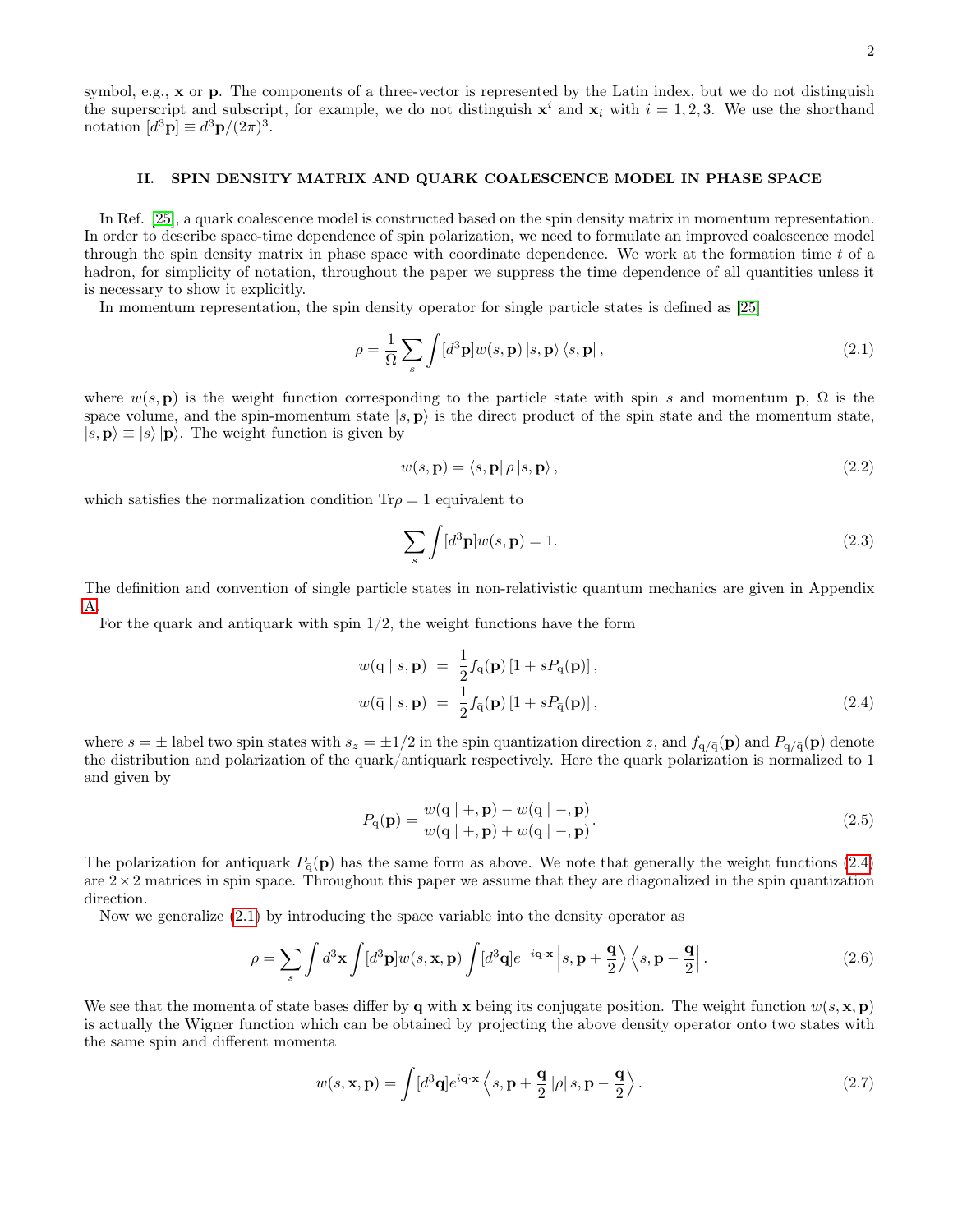symbol, e.g., $\mathbf{x}$ or $\mathbf{p}$. The components of a three-vector is represented by the Latin index, but we do not distinguish the superscript and subscript, for example, we do not distinguish $\mathbf{x}^i$ and $\mathbf{x}_i$ with $i = 1, 2, 3$. We use the shorthand notation $[d^3\mathbf{p}] \equiv d^3\mathbf{p}/(2\pi)^3$.

## II. SPIN DENSITY MATRIX AND QUARK COALESCENCE MODEL IN PHASE SPACE

In Ref. [25], a quark coalescence model is constructed based on the spin density matrix in momentum representation. In order to describe space-time dependence of spin polarization, we need to formulate an improved coalescence model through the spin density matrix in phase space with coordinate dependence. We work at the formation time $t$ of a hadron, for simplicity of notation, throughout the paper we suppress the time dependence of all quantities unless it is necessary to show it explicitly.

In momentum representation, the spin density operator for single particle states is defined as [25]

$$\rho = \frac{1}{\Omega} \sum_s \int [d^3\mathbf{p}] w(s, \mathbf{p}) \left| s, \mathbf{p} \right\rangle \left\langle s, \mathbf{p} \right| , \tag{2.1}$$

where $w(s, \mathbf{p})$ is the weight function corresponding to the particle state with spin $s$ and momentum $\mathbf{p}$, $\Omega$ is the space volume, and the spin-momentum state $|s, \mathbf{p}\rangle$ is the direct product of the spin state and the momentum state, $|s, \mathbf{p}\rangle \equiv |s\rangle |\mathbf{p}\rangle$. The weight function is given by

$$w(s, \mathbf{p}) = \left\langle s, \mathbf{p} \right| \rho \left| s, \mathbf{p} \right\rangle , \tag{2.2}$$

which satisfies the normalization condition $\mathrm{Tr}\rho = 1$ equivalent to

$$\sum_s \int [d^3\mathbf{p}] w(s, \mathbf{p}) = 1. \tag{2.3}$$

The definition and convention of single particle states in non-relativistic quantum mechanics are given in Appendix A.

For the quark and antiquark with spin $1/2$, the weight functions have the form

$$\begin{aligned} w(\mathrm{q} \mid s, \mathbf{p}) &= \frac{1}{2} f_{\mathrm{q}}(\mathbf{p}) \left[1 + s P_{\mathrm{q}}(\mathbf{p})\right], \\ w(\bar{\mathrm{q}} \mid s, \mathbf{p}) &= \frac{1}{2} f_{\bar{\mathrm{q}}}(\mathbf{p}) \left[1 + s P_{\bar{\mathrm{q}}}(\mathbf{p})\right], \end{aligned} \tag{2.4}$$

where $s = \pm$ label two spin states with $s_z = \pm 1/2$ in the spin quantization direction $z$, and $f_{\mathrm{q}/\bar{\mathrm{q}}}(\mathbf{p})$ and $P_{\mathrm{q}/\bar{\mathrm{q}}}(\mathbf{p})$ denote the distribution and polarization of the quark/antiquark respectively. Here the quark polarization is normalized to 1 and given by

$$P_{\mathrm{q}}(\mathbf{p}) = \frac{w(\mathrm{q} \mid +, \mathbf{p}) - w(\mathrm{q} \mid -, \mathbf{p})}{w(\mathrm{q} \mid +, \mathbf{p}) + w(\mathrm{q} \mid -, \mathbf{p})}. \tag{2.5}$$

The polarization for antiquark $P_{\bar{\mathrm{q}}}(\mathbf{p})$ has the same form as above. We note that generally the weight functions (2.4) are $2 \times 2$ matrices in spin space. Throughout this paper we assume that they are diagonalized in the spin quantization direction.

Now we generalize (2.1) by introducing the space variable into the density operator as

$$\rho = \sum_s \int d^3\mathbf{x} \int [d^3\mathbf{p}] w(s, \mathbf{x}, \mathbf{p}) \int [d^3\mathbf{q}] e^{-i\mathbf{q}\cdot\mathbf{x}} \left| s, \mathbf{p} + \frac{\mathbf{q}}{2} \right\rangle \left\langle s, \mathbf{p} - \frac{\mathbf{q}}{2} \right| . \tag{2.6}$$

We see that the momenta of state bases differ by $\mathbf{q}$ with $\mathbf{x}$ being its conjugate position. The weight function $w(s, \mathbf{x}, \mathbf{p})$ is actually the Wigner function which can be obtained by projecting the above density operator onto two states with the same spin and different momenta

$$w(s, \mathbf{x}, \mathbf{p}) = \int [d^3\mathbf{q}] e^{i\mathbf{q}\cdot\mathbf{x}} \left\langle s, \mathbf{p} + \frac{\mathbf{q}}{2} \left| \rho \right| s, \mathbf{p} - \frac{\mathbf{q}}{2} \right\rangle . \tag{2.7}$$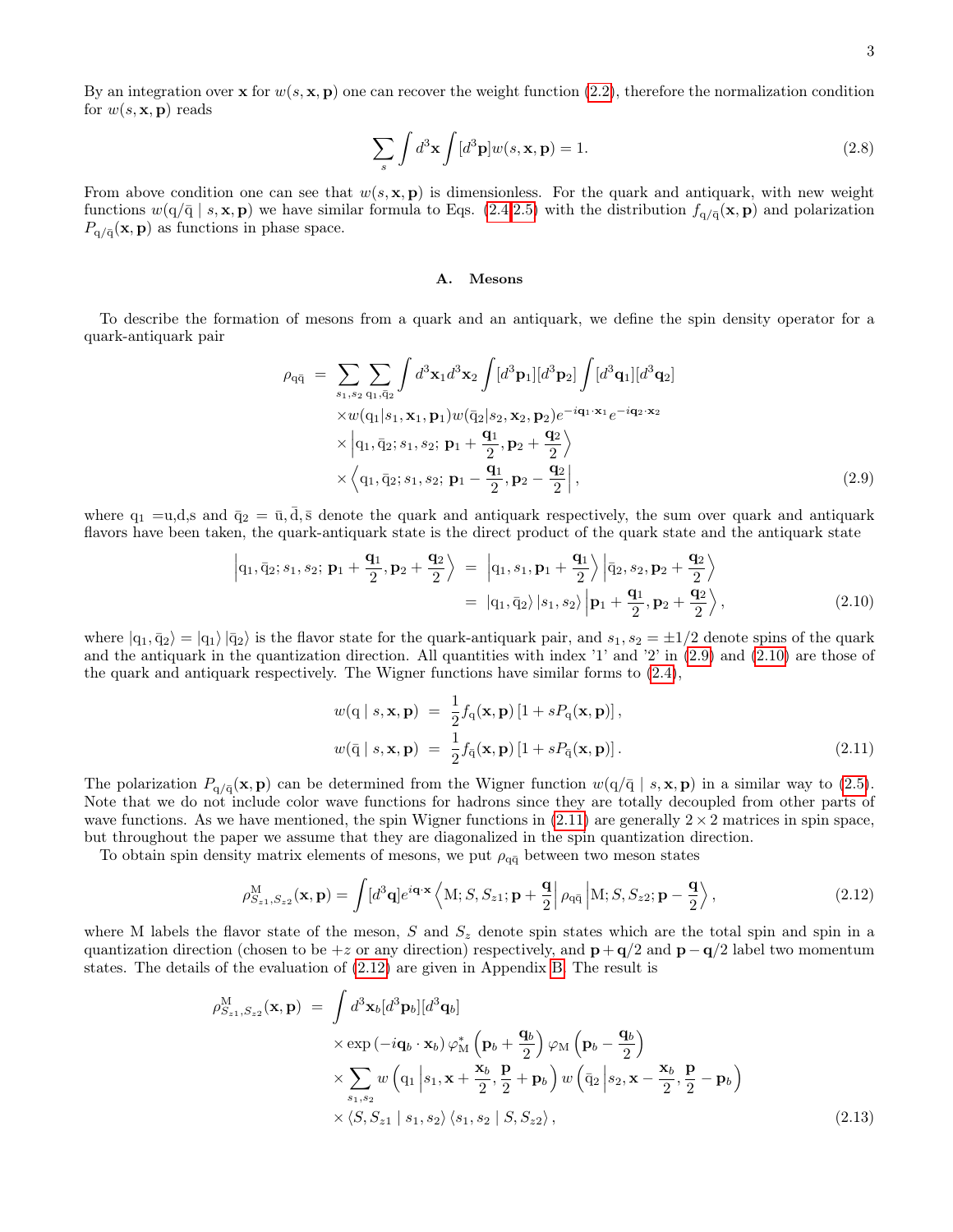By an integration over $\mathbf{x}$ for $w(s,\mathbf{x},\mathbf{p})$ one can recover the weight function (2.2), therefore the normalization condition for $w(s,\mathbf{x},\mathbf{p})$ reads

$$\sum_s \int d^3\mathbf{x} \int [d^3\mathbf{p}] w(s,\mathbf{x},\mathbf{p}) = 1. \tag{2.8}$$

From above condition one can see that $w(s,\mathbf{x},\mathbf{p})$ is dimensionless. For the quark and antiquark, with new weight functions $w(\mathrm{q}/\bar{\mathrm{q}} \mid s,\mathbf{x},\mathbf{p})$ we have similar formula to Eqs. (2.4,2.5) with the distribution $f_{\mathrm{q}/\bar{\mathrm{q}}}(\mathbf{x},\mathbf{p})$ and polarization $P_{\mathrm{q}/\bar{\mathrm{q}}}(\mathbf{x},\mathbf{p})$ as functions in phase space.

### A. Mesons

To describe the formation of mesons from a quark and an antiquark, we define the spin density operator for a quark-antiquark pair

$$\begin{aligned}
\rho_{\mathrm{q}\bar{\mathrm{q}}} &= \sum_{s_1,s_2} \sum_{\mathrm{q}_1,\bar{\mathrm{q}}_2} \int d^3\mathbf{x}_1 d^3\mathbf{x}_2 \int [d^3\mathbf{p}_1][d^3\mathbf{p}_2] \int [d^3\mathbf{q}_1][d^3\mathbf{q}_2] \\
&\quad \times w(\mathrm{q}_1|s_1,\mathbf{x}_1,\mathbf{p}_1) w(\bar{\mathrm{q}}_2|s_2,\mathbf{x}_2,\mathbf{p}_2) e^{-i\mathbf{q}_1\cdot\mathbf{x}_1} e^{-i\mathbf{q}_2\cdot\mathbf{x}_2} \\
&\quad \times \left| \mathrm{q}_1,\bar{\mathrm{q}}_2; s_1,s_2;\, \mathbf{p}_1 + \frac{\mathbf{q}_1}{2}, \mathbf{p}_2 + \frac{\mathbf{q}_2}{2} \right\rangle \\
&\quad \times \left\langle \mathrm{q}_1,\bar{\mathrm{q}}_2; s_1,s_2;\, \mathbf{p}_1 - \frac{\mathbf{q}_1}{2}, \mathbf{p}_2 - \frac{\mathbf{q}_2}{2} \right|,
\end{aligned} \tag{2.9}$$

where $\mathrm{q}_1 = \mathrm{u,d,s}$ and $\bar{\mathrm{q}}_2 = \bar{\mathrm{u}},\bar{\mathrm{d}},\bar{\mathrm{s}}$ denote the quark and antiquark respectively, the sum over quark and antiquark flavors have been taken, the quark-antiquark state is the direct product of the quark state and the antiquark state

$$\begin{aligned}
\left| \mathrm{q}_1,\bar{\mathrm{q}}_2; s_1,s_2;\, \mathbf{p}_1 + \frac{\mathbf{q}_1}{2}, \mathbf{p}_2 + \frac{\mathbf{q}_2}{2} \right\rangle &= \left| \mathrm{q}_1, s_1, \mathbf{p}_1 + \frac{\mathbf{q}_1}{2} \right\rangle \left| \bar{\mathrm{q}}_2, s_2, \mathbf{p}_2 + \frac{\mathbf{q}_2}{2} \right\rangle \\
&= \left| \mathrm{q}_1, \bar{\mathrm{q}}_2 \right\rangle \left| s_1, s_2 \right\rangle \left| \mathbf{p}_1 + \frac{\mathbf{q}_1}{2}, \mathbf{p}_2 + \frac{\mathbf{q}_2}{2} \right\rangle,
\end{aligned} \tag{2.10}$$

where $|\mathrm{q}_1,\bar{\mathrm{q}}_2\rangle = |\mathrm{q}_1\rangle |\bar{\mathrm{q}}_2\rangle$ is the flavor state for the quark-antiquark pair, and $s_1, s_2 = \pm 1/2$ denote spins of the quark and the antiquark in the quantization direction. All quantities with index '1' and '2' in (2.9) and (2.10) are those of the quark and antiquark respectively. The Wigner functions have similar forms to (2.4),

$$\begin{aligned}
w(\mathrm{q} \mid s,\mathbf{x},\mathbf{p}) &= \frac{1}{2} f_{\mathrm{q}}(\mathbf{x},\mathbf{p}) \left[1 + s P_{\mathrm{q}}(\mathbf{x},\mathbf{p})\right], \\
w(\bar{\mathrm{q}} \mid s,\mathbf{x},\mathbf{p}) &= \frac{1}{2} f_{\bar{\mathrm{q}}}(\mathbf{x},\mathbf{p}) \left[1 + s P_{\bar{\mathrm{q}}}(\mathbf{x},\mathbf{p})\right].
\end{aligned} \tag{2.11}$$

The polarization $P_{\mathrm{q}/\bar{\mathrm{q}}}(\mathbf{x},\mathbf{p})$ can be determined from the Wigner function $w(\mathrm{q}/\bar{\mathrm{q}} \mid s,\mathbf{x},\mathbf{p})$ in a similar way to (2.5). Note that we do not include color wave functions for hadrons since they are totally decoupled from other parts of wave functions. As we have mentioned, the spin Wigner functions in (2.11) are generally $2\times 2$ matrices in spin space, but throughout the paper we assume that they are diagonalized in the spin quantization direction.

To obtain spin density matrix elements of mesons, we put $\rho_{\mathrm{q}\bar{\mathrm{q}}}$ between two meson states

$$\rho^{\mathrm{M}}_{S_{z1},S_{z2}}(\mathbf{x},\mathbf{p}) = \int [d^3\mathbf{q}] e^{i\mathbf{q}\cdot\mathbf{x}} \left\langle \mathrm{M}; S, S_{z1}; \mathbf{p} + \frac{\mathbf{q}}{2} \right| \rho_{\mathrm{q}\bar{\mathrm{q}}} \left| \mathrm{M}; S, S_{z2}; \mathbf{p} - \frac{\mathbf{q}}{2} \right\rangle, \tag{2.12}$$

where M labels the flavor state of the meson, $S$ and $S_z$ denote spin states which are the total spin and spin in a quantization direction (chosen to be $+z$ or any direction) respectively, and $\mathbf{p}+\mathbf{q}/2$ and $\mathbf{p}-\mathbf{q}/2$ label two momentum states. The details of the evaluation of (2.12) are given in Appendix B. The result is

$$\begin{aligned}
\rho^{\mathrm{M}}_{S_{z1},S_{z2}}(\mathbf{x},\mathbf{p}) &= \int d^3\mathbf{x}_b [d^3\mathbf{p}_b][d^3\mathbf{q}_b] \\
&\quad \times \exp\left(-i\mathbf{q}_b\cdot\mathbf{x}_b\right) \varphi^*_{\mathrm{M}}\left(\mathbf{p}_b + \frac{\mathbf{q}_b}{2}\right) \varphi_{\mathrm{M}}\left(\mathbf{p}_b - \frac{\mathbf{q}_b}{2}\right) \\
&\quad \times \sum_{s_1,s_2} w\left(\mathrm{q}_1 \middle| s_1, \mathbf{x} + \frac{\mathbf{x}_b}{2}, \frac{\mathbf{p}}{2} + \mathbf{p}_b\right) w\left(\bar{\mathrm{q}}_2 \middle| s_2, \mathbf{x} - \frac{\mathbf{x}_b}{2}, \frac{\mathbf{p}}{2} - \mathbf{p}_b\right) \\
&\quad \times \langle S, S_{z1} \mid s_1, s_2 \rangle \langle s_1, s_2 \mid S, S_{z2} \rangle,
\end{aligned} \tag{2.13}$$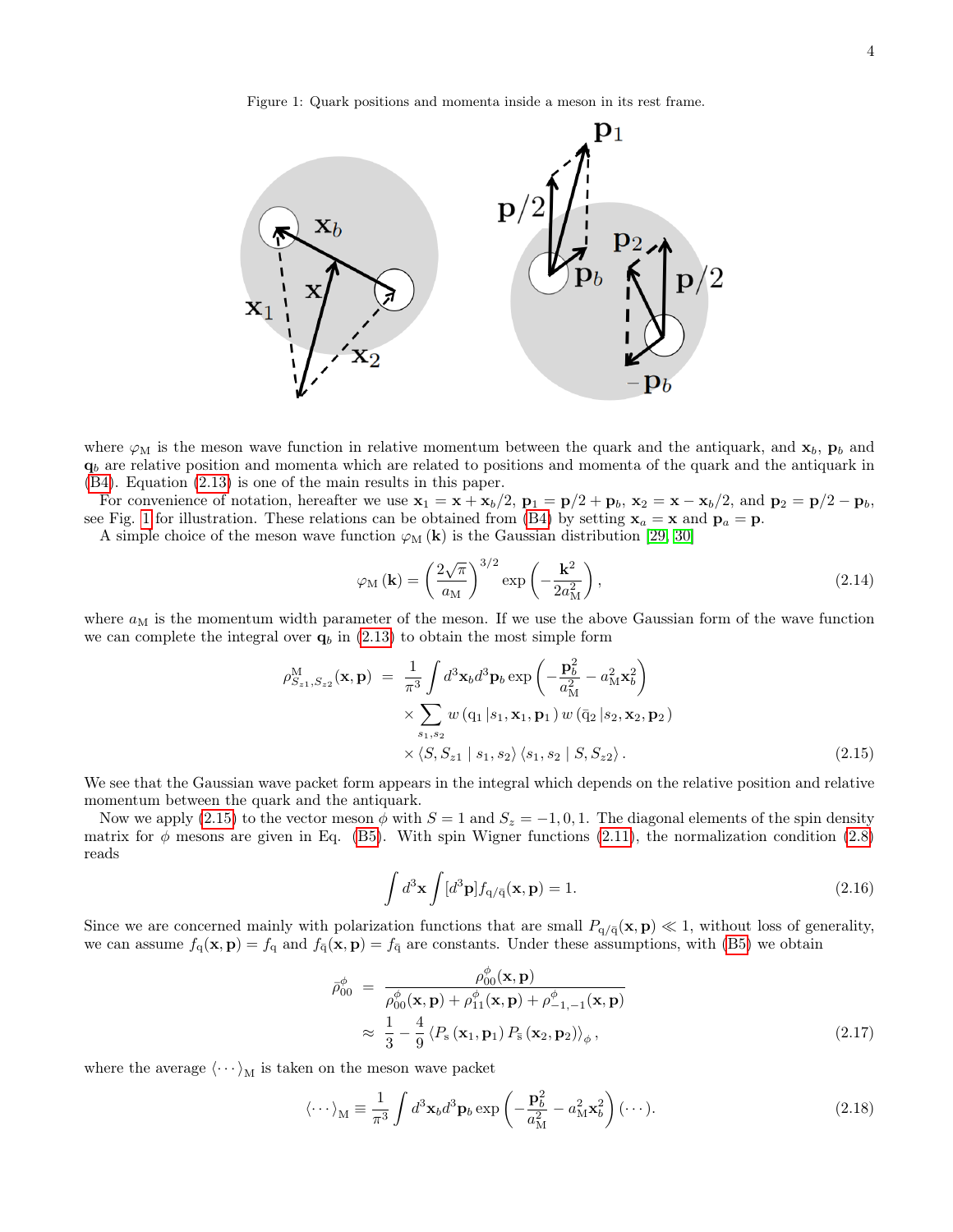Figure 1: Quark positions and momenta inside a meson in its rest frame.

where $\varphi_{\mathrm{M}}$ is the meson wave function in relative momentum between the quark and the antiquark, and $\mathbf{x}_b$, $\mathbf{p}_b$ and $\mathbf{q}_b$ are relative position and momenta which are related to positions and momenta of the quark and the antiquark in (B4). Equation (2.13) is one of the main results in this paper.

For convenience of notation, hereafter we use $\mathbf{x}_1 = \mathbf{x} + \mathbf{x}_b/2$, $\mathbf{p}_1 = \mathbf{p}/2 + \mathbf{p}_b$, $\mathbf{x}_2 = \mathbf{x} - \mathbf{x}_b/2$, and $\mathbf{p}_2 = \mathbf{p}/2 - \mathbf{p}_b$, see Fig. 1 for illustration. These relations can be obtained from (B4) by setting $\mathbf{x}_a = \mathbf{x}$ and $\mathbf{p}_a = \mathbf{p}$.

A simple choice of the meson wave function $\varphi_{\mathrm{M}}(\mathbf{k})$ is the Gaussian distribution [29, 30]

$$\varphi_{\mathrm{M}}(\mathbf{k}) = \left(\frac{2\sqrt{\pi}}{a_{\mathrm{M}}}\right)^{3/2} \exp\left(-\frac{\mathbf{k}^2}{2a_{\mathrm{M}}^2}\right), \tag{2.14}$$

where $a_{\mathrm{M}}$ is the momentum width parameter of the meson. If we use the above Gaussian form of the wave function we can complete the integral over $\mathbf{q}_b$ in (2.13) to obtain the most simple form

$$\begin{aligned}
\rho^{\mathrm{M}}_{S_{z1},S_{z2}}(\mathbf{x},\mathbf{p}) &= \frac{1}{\pi^3}\int d^3\mathbf{x}_b d^3\mathbf{p}_b \exp\left(-\frac{\mathbf{p}_b^2}{a_{\mathrm{M}}^2} - a_{\mathrm{M}}^2\mathbf{x}_b^2\right) \\
&\quad \times \sum_{s_1,s_2} w\left(\mathrm{q}_1\,|s_1,\mathbf{x}_1,\mathbf{p}_1\right) w\left(\bar{\mathrm{q}}_2\,|s_2,\mathbf{x}_2,\mathbf{p}_2\right) \\
&\quad \times \langle S, S_{z1} \mid s_1, s_2\rangle \langle s_1, s_2 \mid S, S_{z2}\rangle \,.
\end{aligned} \tag{2.15}$$

We see that the Gaussian wave packet form appears in the integral which depends on the relative position and relative momentum between the quark and the antiquark.

Now we apply (2.15) to the vector meson $\phi$ with $S=1$ and $S_z = -1, 0, 1$. The diagonal elements of the spin density matrix for $\phi$ mesons are given in Eq. (B5). With spin Wigner functions (2.11), the normalization condition (2.8) reads

$$\int d^3\mathbf{x} \int [d^3\mathbf{p}] f_{\mathrm{q}/\bar{\mathrm{q}}}(\mathbf{x},\mathbf{p}) = 1. \tag{2.16}$$

Since we are concerned mainly with polarization functions that are small $P_{\mathrm{q}/\bar{\mathrm{q}}}(\mathbf{x},\mathbf{p}) \ll 1$, without loss of generality, we can assume $f_{\mathrm{q}}(\mathbf{x},\mathbf{p}) = f_{\mathrm{q}}$ and $f_{\bar{\mathrm{q}}}(\mathbf{x},\mathbf{p}) = f_{\bar{\mathrm{q}}}$ are constants. Under these assumptions, with (B5) we obtain

$$\begin{aligned}
\bar{\rho}^{\phi}_{00} &= \frac{\rho^{\phi}_{00}(\mathbf{x},\mathbf{p})}{\rho^{\phi}_{00}(\mathbf{x},\mathbf{p}) + \rho^{\phi}_{11}(\mathbf{x},\mathbf{p}) + \rho^{\phi}_{-1,-1}(\mathbf{x},\mathbf{p})} \\
&\approx \frac{1}{3} - \frac{4}{9}\left\langle P_{\mathrm{s}}\left(\mathbf{x}_1,\mathbf{p}_1\right) P_{\bar{\mathrm{s}}}\left(\mathbf{x}_2,\mathbf{p}_2\right)\right\rangle_{\phi},
\end{aligned} \tag{2.17}$$

where the average $\langle \cdots \rangle_{\mathrm{M}}$ is taken on the meson wave packet

$$\langle \cdots \rangle_{\mathrm{M}} \equiv \frac{1}{\pi^3}\int d^3\mathbf{x}_b d^3\mathbf{p}_b \exp\left(-\frac{\mathbf{p}_b^2}{a_{\mathrm{M}}^2} - a_{\mathrm{M}}^2\mathbf{x}_b^2\right)(\cdots). \tag{2.18}$$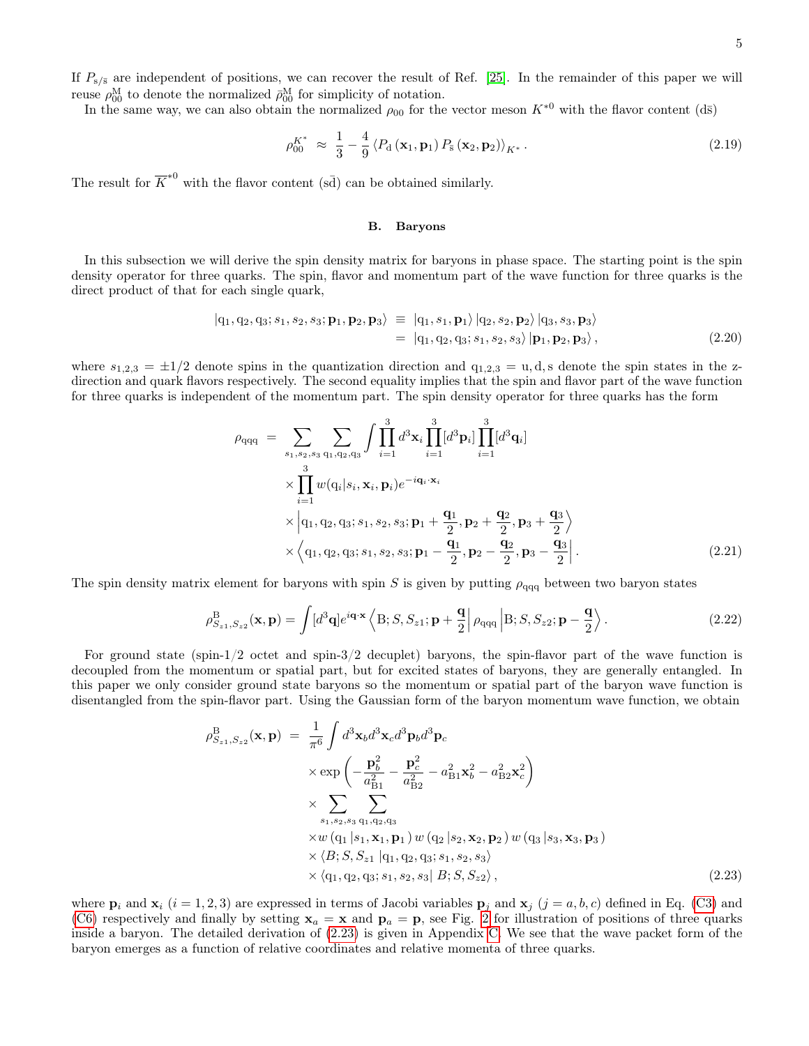If $P_{\mathrm{s}/\bar{\mathrm{s}}}$ are independent of positions, we can recover the result of Ref. [25]. In the remainder of this paper we will reuse $\rho_{00}^{\mathrm{M}}$ to denote the normalized $\bar{\rho}_{00}^{\mathrm{M}}$ for simplicity of notation.

In the same way, we can also obtain the normalized $\rho_{00}$ for the vector meson $K^{*0}$ with the flavor content $(\mathrm{d}\bar{\mathrm{s}})$

$$\rho_{00}^{K^*} \approx \frac{1}{3} - \frac{4}{9}\left\langle P_{\mathrm{d}}\left(\mathbf{x}_1, \mathbf{p}_1\right) P_{\bar{\mathrm{s}}}\left(\mathbf{x}_2, \mathbf{p}_2\right)\right\rangle_{K^*}. \tag{2.19}$$

The result for $\overline{K}^{*0}$ with the flavor content $(\mathrm{s}\bar{\mathrm{d}})$ can be obtained similarly.

## B. Baryons

In this subsection we will derive the spin density matrix for baryons in phase space. The starting point is the spin density operator for three quarks. The spin, flavor and momentum part of the wave function for three quarks is the direct product of that for each single quark,

$$\begin{aligned}
\left|\mathrm{q}_1, \mathrm{q}_2, \mathrm{q}_3; s_1, s_2, s_3; \mathbf{p}_1, \mathbf{p}_2, \mathbf{p}_3\right\rangle &\equiv \left|\mathrm{q}_1, s_1, \mathbf{p}_1\right\rangle \left|\mathrm{q}_2, s_2, \mathbf{p}_2\right\rangle \left|\mathrm{q}_3, s_3, \mathbf{p}_3\right\rangle \\
&= \left|\mathrm{q}_1, \mathrm{q}_2, \mathrm{q}_3; s_1, s_2, s_3\right\rangle \left|\mathbf{p}_1, \mathbf{p}_2, \mathbf{p}_3\right\rangle,
\end{aligned} \tag{2.20}$$

where $s_{1,2,3} = \pm 1/2$ denote spins in the quantization direction and $\mathrm{q}_{1,2,3} = \mathrm{u}, \mathrm{d}, \mathrm{s}$ denote the spin states in the z-direction and quark flavors respectively. The second equality implies that the spin and flavor part of the wave function for three quarks is independent of the momentum part. The spin density operator for three quarks has the form

$$\begin{aligned}
\rho_{\mathrm{qqq}} = &\sum_{s_1, s_2, s_3} \sum_{\mathrm{q}_1, \mathrm{q}_2, \mathrm{q}_3} \int \prod_{i=1}^{3} d^3\mathbf{x}_i \prod_{i=1}^{3} [d^3\mathbf{p}_i] \prod_{i=1}^{3} [d^3\mathbf{q}_i] \\
&\times \prod_{i=1}^{3} w(\mathrm{q}_i | s_i, \mathbf{x}_i, \mathbf{p}_i) e^{-i\mathbf{q}_i \cdot \mathbf{x}_i} \\
&\times \left|\mathrm{q}_1, \mathrm{q}_2, \mathrm{q}_3; s_1, s_2, s_3; \mathbf{p}_1 + \frac{\mathbf{q}_1}{2}, \mathbf{p}_2 + \frac{\mathbf{q}_2}{2}, \mathbf{p}_3 + \frac{\mathbf{q}_3}{2}\right\rangle \\
&\times \left\langle \mathrm{q}_1, \mathrm{q}_2, \mathrm{q}_3; s_1, s_2, s_3; \mathbf{p}_1 - \frac{\mathbf{q}_1}{2}, \mathbf{p}_2 - \frac{\mathbf{q}_2}{2}, \mathbf{p}_3 - \frac{\mathbf{q}_3}{2}\right|.
\end{aligned} \tag{2.21}$$

The spin density matrix element for baryons with spin $S$ is given by putting $\rho_{\mathrm{qqq}}$ between two baryon states

$$\rho_{S_{z1}, S_{z2}}^{\mathrm{B}}(\mathbf{x}, \mathbf{p}) = \int [d^3\mathbf{q}] e^{i\mathbf{q}\cdot\mathbf{x}} \left\langle \mathrm{B}; S, S_{z1}; \mathbf{p} + \frac{\mathbf{q}}{2}\right| \rho_{\mathrm{qqq}} \left|\mathrm{B}; S, S_{z2}; \mathbf{p} - \frac{\mathbf{q}}{2}\right\rangle. \tag{2.22}$$

For ground state (spin-1/2 octet and spin-3/2 decuplet) baryons, the spin-flavor part of the wave function is decoupled from the momentum or spatial part, but for excited states of baryons, they are generally entangled. In this paper we only consider ground state baryons so the momentum or spatial part of the baryon wave function is disentangled from the spin-flavor part. Using the Gaussian form of the baryon momentum wave function, we obtain

$$\begin{aligned}
\rho_{S_{z1}, S_{z2}}^{\mathrm{B}}(\mathbf{x}, \mathbf{p}) = &\frac{1}{\pi^6} \int d^3\mathbf{x}_b d^3\mathbf{x}_c d^3\mathbf{p}_b d^3\mathbf{p}_c \\
&\times \exp\left(-\frac{\mathbf{p}_b^2}{a_{\mathrm{B}1}^2} - \frac{\mathbf{p}_c^2}{a_{\mathrm{B}2}^2} - a_{\mathrm{B}1}^2 \mathbf{x}_b^2 - a_{\mathrm{B}2}^2 \mathbf{x}_c^2\right) \\
&\times \sum_{s_1, s_2, s_3} \sum_{\mathrm{q}_1, \mathrm{q}_2, \mathrm{q}_3} \\
&\times w\left(\mathrm{q}_1 \left| s_1, \mathbf{x}_1, \mathbf{p}_1\right.\right) w\left(\mathrm{q}_2 \left| s_2, \mathbf{x}_2, \mathbf{p}_2\right.\right) w\left(\mathrm{q}_3 \left| s_3, \mathbf{x}_3, \mathbf{p}_3\right.\right) \\
&\times \left\langle B; S, S_{z1} \left| \mathrm{q}_1, \mathrm{q}_2, \mathrm{q}_3; s_1, s_2, s_3\right.\right\rangle \\
&\times \left\langle \mathrm{q}_1, \mathrm{q}_2, \mathrm{q}_3; s_1, s_2, s_3 \right| B; S, S_{z2}\rangle,
\end{aligned} \tag{2.23}$$

where $\mathbf{p}_i$ and $\mathbf{x}_i$ $(i = 1, 2, 3)$ are expressed in terms of Jacobi variables $\mathbf{p}_j$ and $\mathbf{x}_j$ $(j = a, b, c)$ defined in Eq. (C3) and (C6) respectively and finally by setting $\mathbf{x}_a = \mathbf{x}$ and $\mathbf{p}_a = \mathbf{p}$, see Fig. 2 for illustration of positions of three quarks inside a baryon. The detailed derivation of (2.23) is given in Appendix C. We see that the wave packet form of the baryon emerges as a function of relative coordinates and relative momenta of three quarks.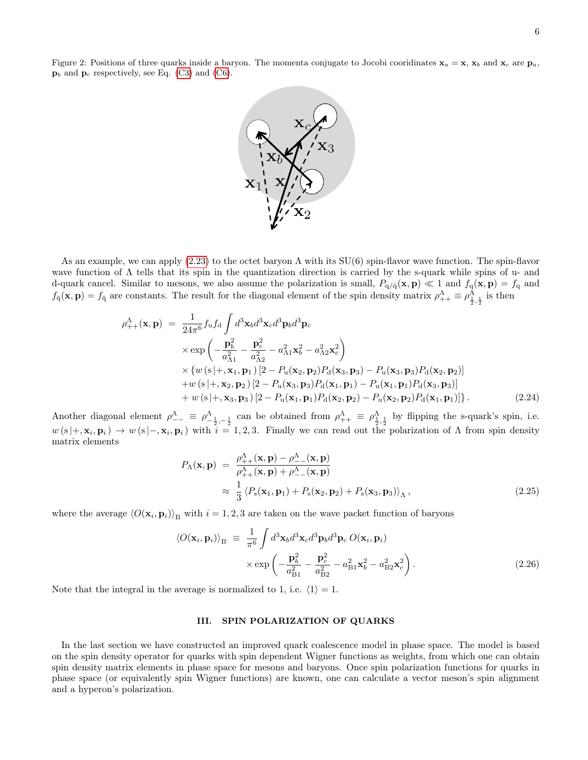Figure 2: Positions of three quarks inside a baryon. The momenta conjugate to Jocobi cooridinates $\mathbf{x}_a = \mathbf{x}$, $\mathbf{x}_b$ and $\mathbf{x}_c$ are $\mathbf{p}_a$, $\mathbf{p}_b$ and $\mathbf{p}_c$ respectively, see Eq. (C3) and (C6).

As an example, we can apply (2.23) to the octet baryon $\Lambda$ with its SU(6) spin-flavor wave function. The spin-flavor wave function of $\Lambda$ tells that its spin in the quantization direction is carried by the s-quark while spins of u- and d-quark cancel. Similar to mesons, we also assume the polarization is small, $P_{\mathrm{q}/\bar{\mathrm{q}}}(\mathbf{x},\mathbf{p}) \ll 1$ and $f_{\mathrm{q}}(\mathbf{x},\mathbf{p}) = f_{\mathrm{q}}$ and $f_{\bar{\mathrm{q}}}(\mathbf{x},\mathbf{p}) = f_{\bar{\mathrm{q}}}$ are constants. The result for the diagonal element of the spin density matrix $\rho^{\Lambda}_{++} \equiv \rho^{\Lambda}_{\frac{1}{2},\frac{1}{2}}$ is then

$$
\begin{aligned}
\rho^{\Lambda}_{++}(\mathbf{x},\mathbf{p}) \;=\; & \frac{1}{24\pi^6} f_{\mathrm{u}} f_{\mathrm{d}} \int d^3\mathbf{x}_b d^3\mathbf{x}_c d^3\mathbf{p}_b d^3\mathbf{p}_c \\
& \times \exp\left( -\frac{\mathbf{p}_b^2}{a_{\Lambda 1}^2} - \frac{\mathbf{p}_c^2}{a_{\Lambda 2}^2} - a_{\Lambda 1}^2 \mathbf{x}_b^2 - a_{\Lambda 2}^2 \mathbf{x}_c^2 \right) \\
& \times \{ w(\mathrm{s}\,|+,\mathbf{x}_1,\mathbf{p}_1) \left[ 2 - P_{\mathrm{u}}(\mathbf{x}_2,\mathbf{p}_2) P_{\mathrm{d}}(\mathbf{x}_3,\mathbf{p}_3) - P_{\mathrm{u}}(\mathbf{x}_3,\mathbf{p}_3) P_{\mathrm{d}}(\mathbf{x}_2,\mathbf{p}_2) \right] \\
& + w(\mathrm{s}\,|+,\mathbf{x}_2,\mathbf{p}_2) \left[ 2 - P_{\mathrm{u}}(\mathbf{x}_3,\mathbf{p}_3) P_{\mathrm{d}}(\mathbf{x}_1,\mathbf{p}_1) - P_{\mathrm{u}}(\mathbf{x}_1,\mathbf{p}_1) P_{\mathrm{d}}(\mathbf{x}_3,\mathbf{p}_3) \right] \\
& + w(\mathrm{s}\,|+,\mathbf{x}_3,\mathbf{p}_3) \left[ 2 - P_{\mathrm{u}}(\mathbf{x}_1,\mathbf{p}_1) P_{\mathrm{d}}(\mathbf{x}_2,\mathbf{p}_2) - P_{\mathrm{u}}(\mathbf{x}_2,\mathbf{p}_2) P_{\mathrm{d}}(\mathbf{x}_1,\mathbf{p}_1) \right] \} .
\end{aligned}
\tag{2.24}
$$

Another diagonal element $\rho^{\Lambda}_{--} \equiv \rho^{\Lambda}_{-\frac{1}{2},-\frac{1}{2}}$ can be obtained from $\rho^{\Lambda}_{++} \equiv \rho^{\Lambda}_{\frac{1}{2},\frac{1}{2}}$ by flipping the s-quark's spin, i.e. $w(\mathrm{s}\,|+,\mathbf{x}_i,\mathbf{p}_i) \to w(\mathrm{s}\,|-,\mathbf{x}_i,\mathbf{p}_i)$ with $i = 1,2,3$. Finally we can read out the polarization of $\Lambda$ from spin density matrix elements

$$
\begin{aligned}
P_{\Lambda}(\mathbf{x},\mathbf{p}) \;=\; & \frac{\rho^{\Lambda}_{++}(\mathbf{x},\mathbf{p}) - \rho^{\Lambda}_{--}(\mathbf{x},\mathbf{p})}{\rho^{\Lambda}_{++}(\mathbf{x},\mathbf{p}) + \rho^{\Lambda}_{--}(\mathbf{x},\mathbf{p})} \\
\approx\; & \frac{1}{3} \left\langle P_{\mathrm{s}}(\mathbf{x}_1,\mathbf{p}_1) + P_{\mathrm{s}}(\mathbf{x}_2,\mathbf{p}_2) + P_{\mathrm{s}}(\mathbf{x}_3,\mathbf{p}_3) \right\rangle_{\Lambda} ,
\end{aligned}
\tag{2.25}
$$

where the average $\langle O(\mathbf{x}_i,\mathbf{p}_i)\rangle_{\mathrm{B}}$ with $i = 1,2,3$ are taken on the wave packet function of baryons

$$
\begin{aligned}
\langle O(\mathbf{x}_i,\mathbf{p}_i)\rangle_{\mathrm{B}} \;\equiv\; & \frac{1}{\pi^6} \int d^3\mathbf{x}_b d^3\mathbf{x}_c d^3\mathbf{p}_b d^3\mathbf{p}_c \, O(\mathbf{x}_i,\mathbf{p}_i) \\
& \times \exp\left( -\frac{\mathbf{p}_b^2}{a_{\mathrm{B}1}^2} - \frac{\mathbf{p}_c^2}{a_{\mathrm{B}2}^2} - a_{\mathrm{B}1}^2 \mathbf{x}_b^2 - a_{\mathrm{B}2}^2 \mathbf{x}_c^2 \right) .
\end{aligned}
\tag{2.26}
$$

Note that the integral in the average is normalized to 1, i.e. $\langle 1 \rangle = 1$.

## III. SPIN POLARIZATION OF QUARKS

In the last section we have constructed an improved quark coalescence model in phase space. The model is based on the spin density operator for quarks with spin dependent Wigner functions as weights, from which one can obtain spin density matrix elements in phase space for mesons and baryons. Once spin polarization functions for quarks in phase space (or equivalently spin Wigner functions) are known, one can calculate a vector meson's spin alignment and a hyperon's polarization.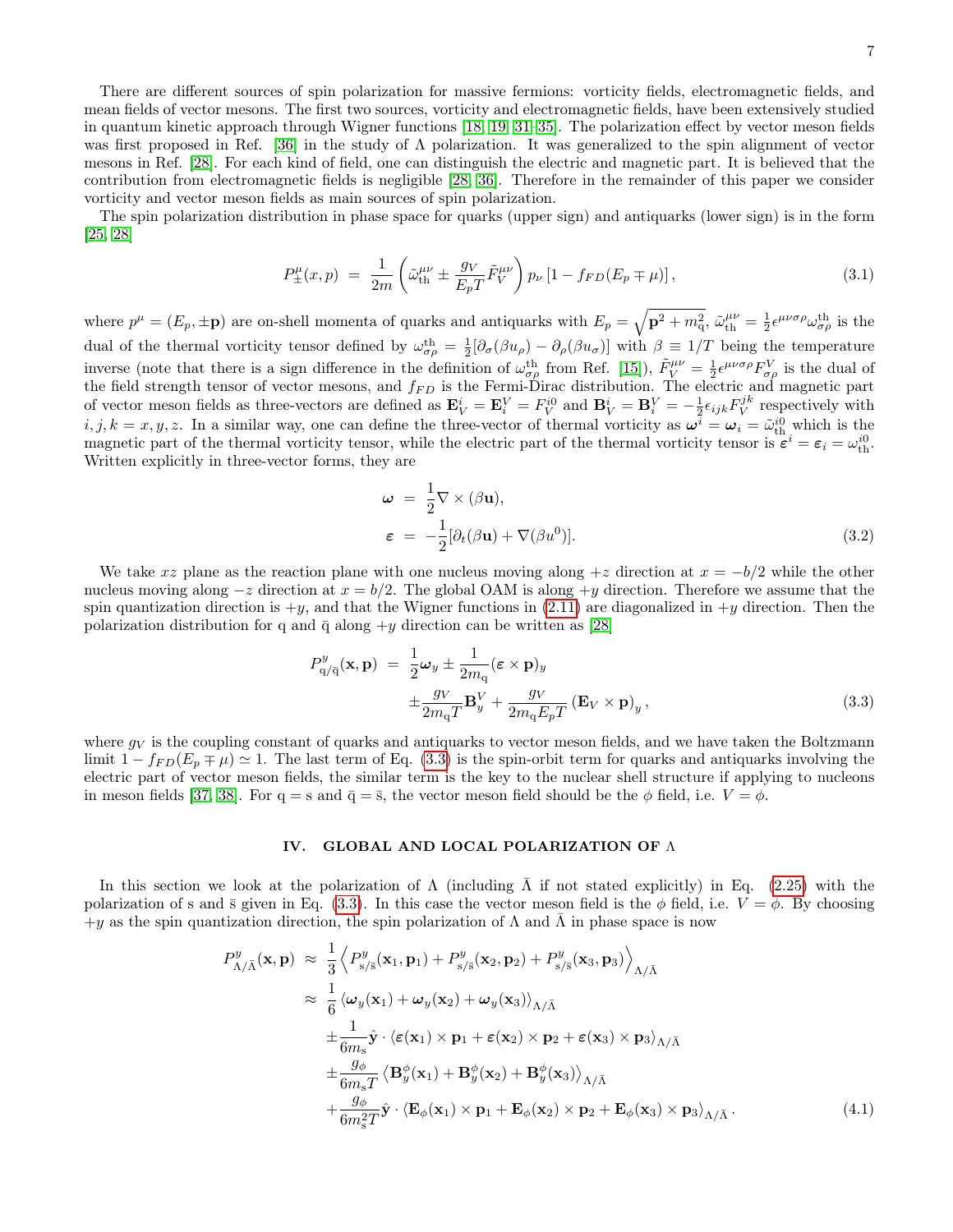There are different sources of spin polarization for massive fermions: vorticity fields, electromagnetic fields, and mean fields of vector mesons. The first two sources, vorticity and electromagnetic fields, have been extensively studied in quantum kinetic approach through Wigner functions [18, 19, 31–35]. The polarization effect by vector meson fields was first proposed in Ref. [36] in the study of $\Lambda$ polarization. It was generalized to the spin alignment of vector mesons in Ref. [28]. For each kind of field, one can distinguish the electric and magnetic part. It is believed that the contribution from electromagnetic fields is negligible [28, 36]. Therefore in the remainder of this paper we consider vorticity and vector meson fields as main sources of spin polarization.

The spin polarization distribution in phase space for quarks (upper sign) and antiquarks (lower sign) is in the form [25, 28]

$$P_{\pm}^{\mu}(x,p) = \frac{1}{2m}\left(\tilde{\omega}_{\rm th}^{\mu\nu} \pm \frac{g_V}{E_p T}\tilde{F}_V^{\mu\nu}\right) p_\nu \left[1 - f_{FD}(E_p \mp \mu)\right], \tag{3.1}$$

where $p^\mu = (E_p, \pm\mathbf{p})$ are on-shell momenta of quarks and antiquarks with $E_p = \sqrt{\mathbf{p}^2 + m_{\rm q}^2}$, $\tilde{\omega}_{\rm th}^{\mu\nu} = \frac{1}{2}\epsilon^{\mu\nu\sigma\rho}\omega_{\sigma\rho}^{\rm th}$ is the dual of the thermal vorticity tensor defined by $\omega_{\sigma\rho}^{\rm th} = \frac{1}{2}[\partial_\sigma(\beta u_\rho) - \partial_\rho(\beta u_\sigma)]$ with $\beta \equiv 1/T$ being the temperature inverse (note that there is a sign difference in the definition of $\omega_{\sigma\rho}^{\rm th}$ from Ref. [15]), $\tilde{F}_V^{\mu\nu} = \frac{1}{2}\epsilon^{\mu\nu\sigma\rho}F_{\sigma\rho}^V$ is the dual of the field strength tensor of vector mesons, and $f_{FD}$ is the Fermi-Dirac distribution. The electric and magnetic part of vector meson fields as three-vectors are defined as $\mathbf{E}_V^i = \mathbf{E}_i^V = F_V^{i0}$ and $\mathbf{B}_V^i = \mathbf{B}_i^V = -\frac{1}{2}\epsilon_{ijk}F_V^{jk}$ respectively with $i,j,k = x,y,z$. In a similar way, one can define the three-vector of thermal vorticity as $\boldsymbol{\omega}^i = \boldsymbol{\omega}_i = \tilde{\omega}_{\rm th}^{i0}$ which is the magnetic part of the thermal vorticity tensor, while the electric part of the thermal vorticity tensor is $\boldsymbol{\varepsilon}^i = \boldsymbol{\varepsilon}_i = \omega_{\rm th}^{i0}$. Written explicitly in three-vector forms, they are

$$\begin{aligned}
\boldsymbol{\omega} &= \frac{1}{2}\nabla \times (\beta \mathbf{u}), \\
\boldsymbol{\varepsilon} &= -\frac{1}{2}[\partial_t(\beta \mathbf{u}) + \nabla(\beta u^0)].
\end{aligned} \tag{3.2}$$

We take $xz$ plane as the reaction plane with one nucleus moving along $+z$ direction at $x = -b/2$ while the other nucleus moving along $-z$ direction at $x = b/2$. The global OAM is along $+y$ direction. Therefore we assume that the spin quantization direction is $+y$, and that the Wigner functions in (2.11) are diagonalized in $+y$ direction. Then the polarization distribution for q and $\bar{\rm q}$ along $+y$ direction can be written as [28]

$$\begin{aligned}
P_{\rm q/\bar{q}}^{y}(\mathbf{x},\mathbf{p}) &= \frac{1}{2}\boldsymbol{\omega}_y \pm \frac{1}{2m_{\rm q}}(\boldsymbol{\varepsilon}\times\mathbf{p})_y \\
&\quad \pm \frac{g_V}{2m_{\rm q}T}\mathbf{B}_y^V + \frac{g_V}{2m_{\rm q}E_pT}\left(\mathbf{E}_V\times\mathbf{p}\right)_y,
\end{aligned} \tag{3.3}$$

where $g_V$ is the coupling constant of quarks and antiquarks to vector meson fields, and we have taken the Boltzmann limit $1 - f_{FD}(E_p \mp \mu) \simeq 1$. The last term of Eq. (3.3) is the spin-orbit term for quarks and antiquarks involving the electric part of vector meson fields, the similar term is the key to the nuclear shell structure if applying to nucleons in meson fields [37, 38]. For q = s and $\bar{\rm q} = \bar{\rm s}$, the vector meson field should be the $\phi$ field, i.e. $V = \phi$.

## IV. GLOBAL AND LOCAL POLARIZATION OF $\Lambda$

In this section we look at the polarization of $\Lambda$ (including $\bar{\Lambda}$ if not stated explicitly) in Eq. (2.25) with the polarization of s and $\bar{\rm s}$ given in Eq. (3.3). In this case the vector meson field is the $\phi$ field, i.e. $V = \phi$. By choosing $+y$ as the spin quantization direction, the spin polarization of $\Lambda$ and $\bar{\Lambda}$ in phase space is now

$$\begin{aligned}
P_{\Lambda/\bar{\Lambda}}^{y}(\mathbf{x},\mathbf{p}) &\approx \frac{1}{3}\left\langle P_{\rm s/\bar{s}}^{y}(\mathbf{x}_1,\mathbf{p}_1) + P_{\rm s/\bar{s}}^{y}(\mathbf{x}_2,\mathbf{p}_2) + P_{\rm s/\bar{s}}^{y}(\mathbf{x}_3,\mathbf{p}_3)\right\rangle_{\Lambda/\bar{\Lambda}} \\
&\approx \frac{1}{6}\left\langle \boldsymbol{\omega}_y(\mathbf{x}_1) + \boldsymbol{\omega}_y(\mathbf{x}_2) + \boldsymbol{\omega}_y(\mathbf{x}_3)\right\rangle_{\Lambda/\bar{\Lambda}} \\
&\quad \pm \frac{1}{6m_{\rm s}}\hat{\mathbf{y}}\cdot\left\langle \boldsymbol{\varepsilon}(\mathbf{x}_1)\times\mathbf{p}_1 + \boldsymbol{\varepsilon}(\mathbf{x}_2)\times\mathbf{p}_2 + \boldsymbol{\varepsilon}(\mathbf{x}_3)\times\mathbf{p}_3\right\rangle_{\Lambda/\bar{\Lambda}} \\
&\quad \pm \frac{g_\phi}{6m_{\rm s}T}\left\langle \mathbf{B}_y^{\phi}(\mathbf{x}_1) + \mathbf{B}_y^{\phi}(\mathbf{x}_2) + \mathbf{B}_y^{\phi}(\mathbf{x}_3)\right\rangle_{\Lambda/\bar{\Lambda}} \\
&\quad + \frac{g_\phi}{6m_{\rm s}^2T}\hat{\mathbf{y}}\cdot\left\langle \mathbf{E}_\phi(\mathbf{x}_1)\times\mathbf{p}_1 + \mathbf{E}_\phi(\mathbf{x}_2)\times\mathbf{p}_2 + \mathbf{E}_\phi(\mathbf{x}_3)\times\mathbf{p}_3\right\rangle_{\Lambda/\bar{\Lambda}}.
\end{aligned} \tag{4.1}$$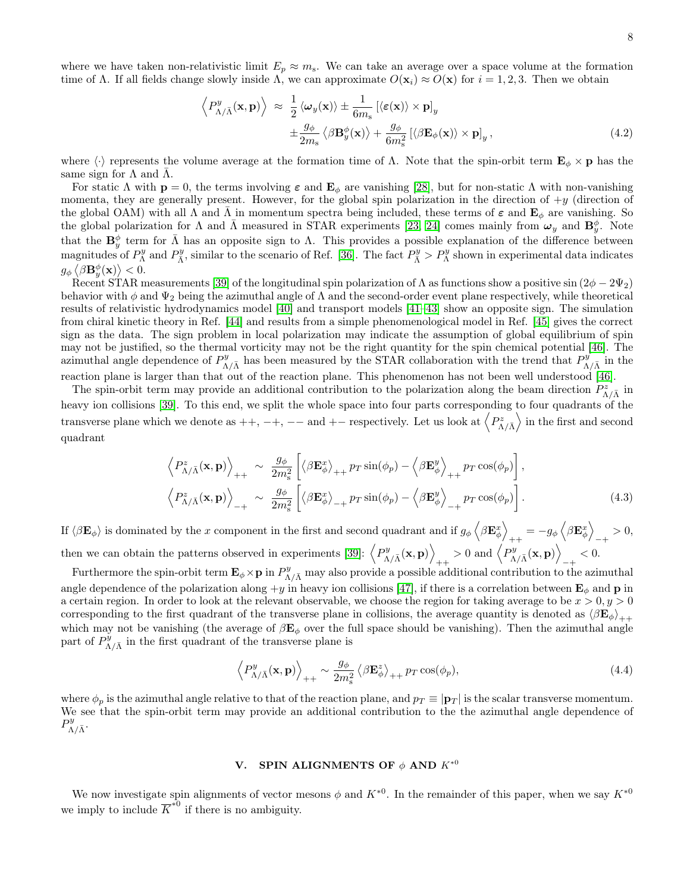where we have taken non-relativistic limit $E_p \approx m_s$. We can take an average over a space volume at the formation time of $\Lambda$. If all fields change slowly inside $\Lambda$, we can approximate $O(\mathbf{x}_i) \approx O(\mathbf{x})$ for $i = 1, 2, 3$. Then we obtain

$$
\begin{aligned}
\left\langle P^y_{\Lambda/\bar{\Lambda}}(\mathbf{x}, \mathbf{p}) \right\rangle \approx\ & \frac{1}{2} \langle \boldsymbol{\omega}_y(\mathbf{x}) \rangle \pm \frac{1}{6m_s} \left[ \langle \boldsymbol{\varepsilon}(\mathbf{x}) \rangle \times \mathbf{p} \right]_y \\
& \pm \frac{g_\phi}{2m_s} \left\langle \beta \mathbf{B}^\phi_y(\mathbf{x}) \right\rangle + \frac{g_\phi}{6m_s^2} \left[ \langle \beta \mathbf{E}_\phi(\mathbf{x}) \rangle \times \mathbf{p} \right]_y ,
\end{aligned} \tag{4.2}
$$

where $\langle \cdot \rangle$ represents the volume average at the formation time of $\Lambda$. Note that the spin-orbit term $\mathbf{E}_\phi \times \mathbf{p}$ has the same sign for $\Lambda$ and $\bar{\Lambda}$.

For static $\Lambda$ with $\mathbf{p} = 0$, the terms involving $\boldsymbol{\varepsilon}$ and $\mathbf{E}_\phi$ are vanishing [28], but for non-static $\Lambda$ with non-vanishing momenta, they are generally present. However, for the global spin polarization in the direction of $+y$ (direction of the global OAM) with all $\Lambda$ and $\bar{\Lambda}$ in momentum spectra being included, these terms of $\boldsymbol{\varepsilon}$ and $\mathbf{E}_\phi$ are vanishing. So the global polarization for $\Lambda$ and $\bar{\Lambda}$ measured in STAR experiments [23, 24] comes mainly from $\boldsymbol{\omega}_y$ and $\mathbf{B}^\phi_y$. Note that the $\mathbf{B}^\phi_y$ term for $\bar{\Lambda}$ has an opposite sign to $\Lambda$. This provides a possible explanation of the difference between magnitudes of $P^y_\Lambda$ and $P^y_{\bar{\Lambda}}$, similar to the scenario of Ref. [36]. The fact $P^y_{\bar{\Lambda}} > P^y_\Lambda$ shown in experimental data indicates $g_\phi \left\langle \beta \mathbf{B}^\phi_y(\mathbf{x}) \right\rangle < 0$.

Recent STAR measurements [39] of the longitudinal spin polarization of $\Lambda$ as functions show a positive $\sin(2\phi - 2\Psi_2)$ behavior with $\phi$ and $\Psi_2$ being the azimuthal angle of $\Lambda$ and the second-order event plane respectively, while theoretical results of relativistic hydrodynamics model [40] and transport models [41–43] show an opposite sign. The simulation from chiral kinetic theory in Ref. [44] and results from a simple phenomenological model in Ref. [45] gives the correct sign as the data. The sign problem in local polarization may indicate the assumption of global equilibrium of spin may not be justified, so the thermal vorticity may not be the right quantity for the spin chemical potential [46]. The azimuthal angle dependence of $P^y_{\Lambda/\bar{\Lambda}}$ has been measured by the STAR collaboration with the trend that $P^y_{\Lambda/\bar{\Lambda}}$ in the reaction plane is larger than that out of the reaction plane. This phenomenon has not been well understood [46].

The spin-orbit term may provide an additional contribution to the polarization along the beam direction $P^z_{\Lambda/\bar{\Lambda}}$ in heavy ion collisions [39]. To this end, we split the whole space into four parts corresponding to four quadrants of the transverse plane which we denote as $++$, $-+$, $--$ and $+-$ respectively. Let us look at $\left\langle P^z_{\Lambda/\bar{\Lambda}} \right\rangle$ in the first and second quadrant

$$
\begin{aligned}
\left\langle P^z_{\Lambda/\bar{\Lambda}}(\mathbf{x}, \mathbf{p}) \right\rangle_{++} &\sim \frac{g_\phi}{2m_s^2} \left[ \left\langle \beta \mathbf{E}^x_\phi \right\rangle_{++} p_T \sin(\phi_p) - \left\langle \beta \mathbf{E}^y_\phi \right\rangle_{++} p_T \cos(\phi_p) \right] , \\
\left\langle P^z_{\Lambda/\bar{\Lambda}}(\mathbf{x}, \mathbf{p}) \right\rangle_{-+} &\sim \frac{g_\phi}{2m_s^2} \left[ \left\langle \beta \mathbf{E}^x_\phi \right\rangle_{-+} p_T \sin(\phi_p) - \left\langle \beta \mathbf{E}^y_\phi \right\rangle_{-+} p_T \cos(\phi_p) \right] .
\end{aligned} \tag{4.3}
$$

If $\langle \beta \mathbf{E}_\phi \rangle$ is dominated by the $x$ component in the first and second quadrant and if $g_\phi \left\langle \beta \mathbf{E}^x_\phi \right\rangle_{++} = -g_\phi \left\langle \beta \mathbf{E}^x_\phi \right\rangle_{-+} > 0$, then we can obtain the patterns observed in experiments [39]: $\left\langle P^y_{\Lambda/\bar{\Lambda}}(\mathbf{x}, \mathbf{p}) \right\rangle_{++} > 0$ and $\left\langle P^y_{\Lambda/\bar{\Lambda}}(\mathbf{x}, \mathbf{p}) \right\rangle_{-+} < 0$.

Furthermore the spin-orbit term $\mathbf{E}_\phi \times \mathbf{p}$ in $P^y_{\Lambda/\bar{\Lambda}}$ may also provide a possible additional contribution to the azimuthal angle dependence of the polarization along $+y$ in heavy ion collisions [47], if there is a correlation between $\mathbf{E}_\phi$ and $\mathbf{p}$ in a certain region. In order to look at the relevant observable, we choose the region for taking average to be $x > 0, y > 0$ corresponding to the first quadrant of the transverse plane in collisions, the average quantity is denoted as $\langle \beta \mathbf{E}_\phi \rangle_{++}$ which may not be vanishing (the average of $\beta \mathbf{E}_\phi$ over the full space should be vanishing). Then the azimuthal angle part of $P^y_{\Lambda/\bar{\Lambda}}$ in the first quadrant of the transverse plane is

$$
\left\langle P^y_{\Lambda/\bar{\Lambda}}(\mathbf{x}, \mathbf{p}) \right\rangle_{++} \sim \frac{g_\phi}{2m_s^2} \left\langle \beta \mathbf{E}^z_\phi \right\rangle_{++} p_T \cos(\phi_p), \tag{4.4}
$$

where $\phi_p$ is the azimuthal angle relative to that of the reaction plane, and $p_T \equiv |\mathbf{p}_T|$ is the scalar transverse momentum. We see that the spin-orbit term may provide an additional contribution to the the azimuthal angle dependence of $P^y_{\Lambda/\bar{\Lambda}}$.

## V. SPIN ALIGNMENTS OF $\phi$ AND $K^{*0}$

We now investigate spin alignments of vector mesons $\phi$ and $K^{*0}$. In the remainder of this paper, when we say $K^{*0}$ we imply to include $\overline{K}^{*0}$ if there is no ambiguity.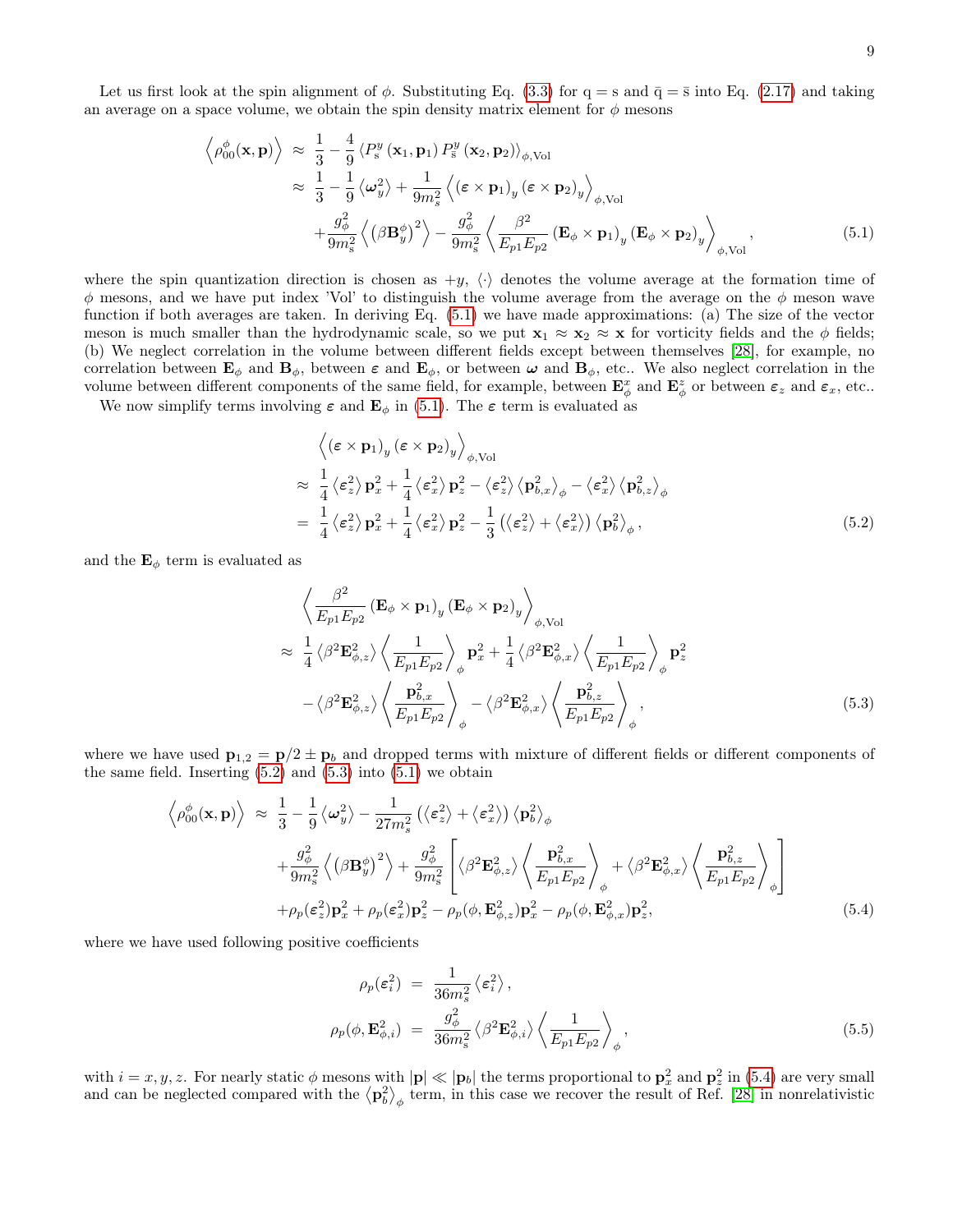Let us first look at the spin alignment of $\phi$. Substituting Eq. (3.3) for $\mathrm{q} = \mathrm{s}$ and $\bar{\mathrm{q}} = \bar{\mathrm{s}}$ into Eq. (2.17) and taking an average on a space volume, we obtain the spin density matrix element for $\phi$ mesons

$$
\begin{aligned}
\left\langle \rho_{00}^{\phi}(\mathbf{x},\mathbf{p})\right\rangle &\approx \frac{1}{3} - \frac{4}{9}\left\langle P_{\mathrm{s}}^{y}(\mathbf{x}_1,\mathbf{p}_1) P_{\bar{\mathrm{s}}}^{y}(\mathbf{x}_2,\mathbf{p}_2)\right\rangle_{\phi,\mathrm{Vol}} \\
&\approx \frac{1}{3} - \frac{1}{9}\left\langle \boldsymbol{\omega}_y^2\right\rangle + \frac{1}{9m_s^2}\left\langle (\boldsymbol{\varepsilon}\times\mathbf{p}_1)_y (\boldsymbol{\varepsilon}\times\mathbf{p}_2)_y\right\rangle_{\phi,\mathrm{Vol}} \\
&\quad + \frac{g_\phi^2}{9m_{\mathrm{s}}^2}\left\langle \left(\beta \mathbf{B}_y^{\phi}\right)^2\right\rangle - \frac{g_\phi^2}{9m_{\mathrm{s}}^2}\left\langle \frac{\beta^2}{E_{p1}E_{p2}} (\mathbf{E}_\phi\times\mathbf{p}_1)_y (\mathbf{E}_\phi\times\mathbf{p}_2)_y\right\rangle_{\phi,\mathrm{Vol}},
\end{aligned}
\tag{5.1}
$$

where the spin quantization direction is chosen as $+y$, $\langle\cdot\rangle$ denotes the volume average at the formation time of $\phi$ mesons, and we have put index 'Vol' to distinguish the volume average from the average on the $\phi$ meson wave function if both averages are taken. In deriving Eq. (5.1) we have made approximations: (a) The size of the vector meson is much smaller than the hydrodynamic scale, so we put $\mathbf{x}_1 \approx \mathbf{x}_2 \approx \mathbf{x}$ for vorticity fields and the $\phi$ fields; (b) We neglect correlation in the volume between different fields except between themselves [28], for example, no correlation between $\mathbf{E}_\phi$ and $\mathbf{B}_\phi$, between $\boldsymbol{\varepsilon}$ and $\mathbf{E}_\phi$, or between $\boldsymbol{\omega}$ and $\mathbf{B}_\phi$, etc.. We also neglect correlation in the volume between different components of the same field, for example, between $\mathbf{E}_\phi^x$ and $\mathbf{E}_\phi^z$ or between $\boldsymbol{\varepsilon}_z$ and $\boldsymbol{\varepsilon}_x$, etc..

We now simplify terms involving $\boldsymbol{\varepsilon}$ and $\mathbf{E}_\phi$ in (5.1). The $\boldsymbol{\varepsilon}$ term is evaluated as

$$
\begin{aligned}
&\left\langle (\boldsymbol{\varepsilon}\times\mathbf{p}_1)_y (\boldsymbol{\varepsilon}\times\mathbf{p}_2)_y\right\rangle_{\phi,\mathrm{Vol}} \\
\approx\ & \frac{1}{4}\left\langle \boldsymbol{\varepsilon}_z^2\right\rangle \mathbf{p}_x^2 + \frac{1}{4}\left\langle \boldsymbol{\varepsilon}_x^2\right\rangle \mathbf{p}_z^2 - \left\langle \boldsymbol{\varepsilon}_z^2\right\rangle \left\langle \mathbf{p}_{b,x}^2\right\rangle_\phi - \left\langle \boldsymbol{\varepsilon}_x^2\right\rangle \left\langle \mathbf{p}_{b,z}^2\right\rangle_\phi \\
=\ & \frac{1}{4}\left\langle \boldsymbol{\varepsilon}_z^2\right\rangle \mathbf{p}_x^2 + \frac{1}{4}\left\langle \boldsymbol{\varepsilon}_x^2\right\rangle \mathbf{p}_z^2 - \frac{1}{3}\left(\left\langle \boldsymbol{\varepsilon}_z^2\right\rangle + \left\langle \boldsymbol{\varepsilon}_x^2\right\rangle\right)\left\langle \mathbf{p}_b^2\right\rangle_\phi,
\end{aligned}
\tag{5.2}
$$

and the $\mathbf{E}_\phi$ term is evaluated as

$$
\begin{aligned}
&\left\langle \frac{\beta^2}{E_{p1}E_{p2}} (\mathbf{E}_\phi\times\mathbf{p}_1)_y (\mathbf{E}_\phi\times\mathbf{p}_2)_y\right\rangle_{\phi,\mathrm{Vol}} \\
\approx\ & \frac{1}{4}\left\langle \beta^2\mathbf{E}_{\phi,z}^2\right\rangle \left\langle \frac{1}{E_{p1}E_{p2}}\right\rangle_\phi \mathbf{p}_x^2 + \frac{1}{4}\left\langle \beta^2\mathbf{E}_{\phi,x}^2\right\rangle \left\langle \frac{1}{E_{p1}E_{p2}}\right\rangle_\phi \mathbf{p}_z^2 \\
& - \left\langle \beta^2\mathbf{E}_{\phi,z}^2\right\rangle \left\langle \frac{\mathbf{p}_{b,x}^2}{E_{p1}E_{p2}}\right\rangle_\phi - \left\langle \beta^2\mathbf{E}_{\phi,x}^2\right\rangle \left\langle \frac{\mathbf{p}_{b,z}^2}{E_{p1}E_{p2}}\right\rangle_\phi,
\end{aligned}
\tag{5.3}
$$

where we have used $\mathbf{p}_{1,2} = \mathbf{p}/2 \pm \mathbf{p}_b$ and dropped terms with mixture of different fields or different components of the same field. Inserting (5.2) and (5.3) into (5.1) we obtain

$$
\begin{aligned}
\left\langle \rho_{00}^{\phi}(\mathbf{x},\mathbf{p})\right\rangle \approx\ & \frac{1}{3} - \frac{1}{9}\left\langle \boldsymbol{\omega}_y^2\right\rangle - \frac{1}{27m_s^2}\left(\left\langle \boldsymbol{\varepsilon}_z^2\right\rangle + \left\langle \boldsymbol{\varepsilon}_x^2\right\rangle\right)\left\langle \mathbf{p}_b^2\right\rangle_\phi \\
& + \frac{g_\phi^2}{9m_{\mathrm{s}}^2}\left\langle \left(\beta \mathbf{B}_y^{\phi}\right)^2\right\rangle + \frac{g_\phi^2}{9m_{\mathrm{s}}^2}\left[\left\langle \beta^2\mathbf{E}_{\phi,z}^2\right\rangle \left\langle \frac{\mathbf{p}_{b,x}^2}{E_{p1}E_{p2}}\right\rangle_\phi + \left\langle \beta^2\mathbf{E}_{\phi,x}^2\right\rangle \left\langle \frac{\mathbf{p}_{b,z}^2}{E_{p1}E_{p2}}\right\rangle_\phi\right] \\
& + \rho_p(\boldsymbol{\varepsilon}_z^2)\mathbf{p}_x^2 + \rho_p(\boldsymbol{\varepsilon}_x^2)\mathbf{p}_z^2 - \rho_p(\phi,\mathbf{E}_{\phi,z}^2)\mathbf{p}_x^2 - \rho_p(\phi,\mathbf{E}_{\phi,x}^2)\mathbf{p}_z^2,
\end{aligned}
\tag{5.4}
$$

where we have used following positive coefficients

$$
\begin{aligned}
\rho_p(\boldsymbol{\varepsilon}_i^2) &= \frac{1}{36m_s^2}\left\langle \boldsymbol{\varepsilon}_i^2\right\rangle, \\
\rho_p(\phi,\mathbf{E}_{\phi,i}^2) &= \frac{g_\phi^2}{36m_s^2}\left\langle \beta^2\mathbf{E}_{\phi,i}^2\right\rangle \left\langle \frac{1}{E_{p1}E_{p2}}\right\rangle_\phi,
\end{aligned}
\tag{5.5}
$$

with $i = x, y, z$. For nearly static $\phi$ mesons with $|\mathbf{p}| \ll |\mathbf{p}_b|$ the terms proportional to $\mathbf{p}_x^2$ and $\mathbf{p}_z^2$ in (5.4) are very small and can be neglected compared with the $\left\langle \mathbf{p}_b^2\right\rangle_\phi$ term, in this case we recover the result of Ref. [28] in nonrelativistic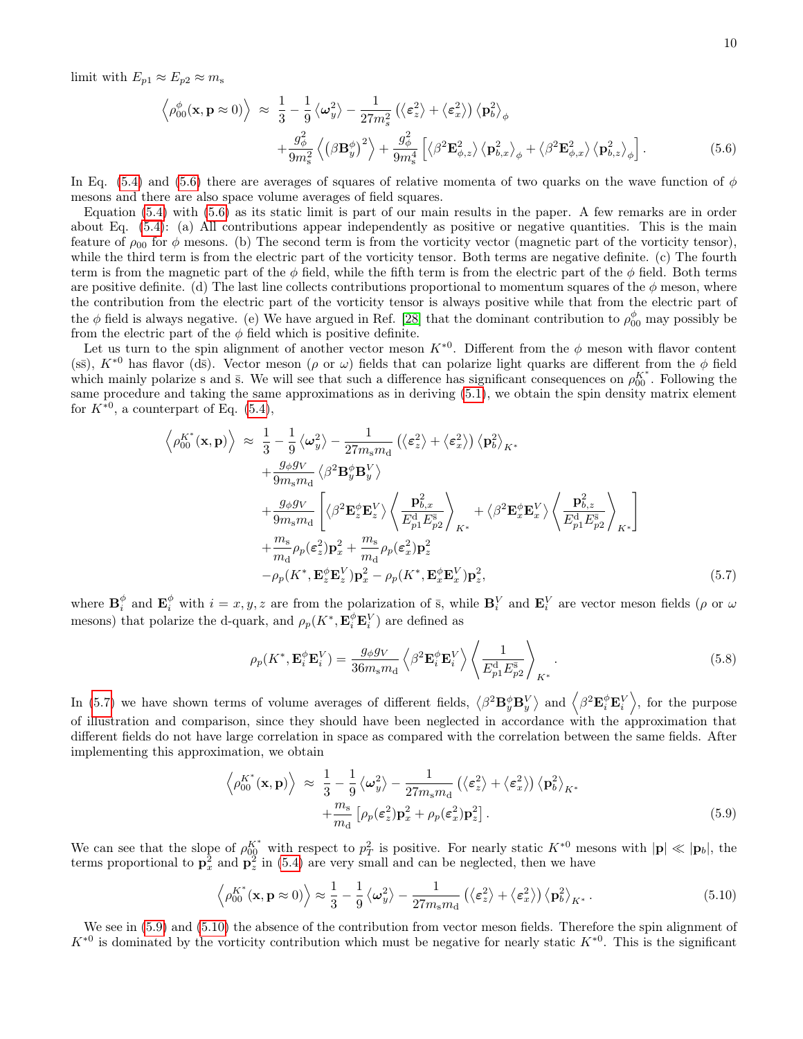limit with $E_{p1} \approx E_{p2} \approx m_{\mathrm{s}}$

$$
\begin{aligned}
\left\langle \rho_{00}^{\phi}(\mathbf{x}, \mathbf{p} \approx 0) \right\rangle \;\approx\;& \frac{1}{3} - \frac{1}{9}\left\langle \boldsymbol{\omega}_y^2 \right\rangle - \frac{1}{27 m_{\mathrm{s}}^2}\left( \left\langle \boldsymbol{\varepsilon}_z^2 \right\rangle + \left\langle \boldsymbol{\varepsilon}_x^2 \right\rangle \right) \left\langle \mathbf{p}_b^2 \right\rangle_{\phi} \\
&+ \frac{g_\phi^2}{9 m_{\mathrm{s}}^2} \left\langle \left( \beta \mathbf{B}_y^{\phi} \right)^2 \right\rangle + \frac{g_\phi^2}{9 m_{\mathrm{s}}^4} \left[ \left\langle \beta^2 \mathbf{E}_{\phi,z}^2 \right\rangle \left\langle \mathbf{p}_{b,x}^2 \right\rangle_{\phi} + \left\langle \beta^2 \mathbf{E}_{\phi,x}^2 \right\rangle \left\langle \mathbf{p}_{b,z}^2 \right\rangle_{\phi} \right].
\end{aligned} \tag{5.6}
$$

In Eq. (5.4) and (5.6) there are averages of squares of relative momenta of two quarks on the wave function of $\phi$ mesons and there are also space volume averages of field squares.

Equation (5.4) with (5.6) as its static limit is part of our main results in the paper. A few remarks are in order about Eq. (5.4): (a) All contributions appear independently as positive or negative quantities. This is the main feature of $\rho_{00}$ for $\phi$ mesons. (b) The second term is from the vorticity vector (magnetic part of the vorticity tensor), while the third term is from the electric part of the vorticity tensor. Both terms are negative definite. (c) The fourth term is from the magnetic part of the $\phi$ field, while the fifth term is from the electric part of the $\phi$ field. Both terms are positive definite. (d) The last line collects contributions proportional to momentum squares of the $\phi$ meson, where the contribution from the electric part of the vorticity tensor is always positive while that from the electric part of the $\phi$ field is always negative. (e) We have argued in Ref. [28] that the dominant contribution to $\rho_{00}^{\phi}$ may possibly be from the electric part of the $\phi$ field which is positive definite.

Let us turn to the spin alignment of another vector meson $K^{*0}$. Different from the $\phi$ meson with flavor content ($\mathrm{s}\bar{\mathrm{s}}$), $K^{*0}$ has flavor ($\mathrm{d}\bar{\mathrm{s}}$). Vector meson ($\rho$ or $\omega$) fields that can polarize light quarks are different from the $\phi$ field which mainly polarize s and $\bar{\mathrm{s}}$. We will see that such a difference has significant consequences on $\rho_{00}^{K^*}$. Following the same procedure and taking the same approximations as in deriving (5.1), we obtain the spin density matrix element for $K^{*0}$, a counterpart of Eq. (5.4),

$$
\begin{aligned}
\left\langle \rho_{00}^{K^*}(\mathbf{x}, \mathbf{p}) \right\rangle \;\approx\;& \frac{1}{3} - \frac{1}{9}\left\langle \boldsymbol{\omega}_y^2 \right\rangle - \frac{1}{27 m_{\mathrm{s}} m_{\mathrm{d}}}\left( \left\langle \boldsymbol{\varepsilon}_z^2 \right\rangle + \left\langle \boldsymbol{\varepsilon}_x^2 \right\rangle \right) \left\langle \mathbf{p}_b^2 \right\rangle_{K^*} \\
&+ \frac{g_\phi g_V}{9 m_{\mathrm{s}} m_{\mathrm{d}}} \left\langle \beta^2 \mathbf{B}_y^{\phi} \mathbf{B}_y^{V} \right\rangle \\
&+ \frac{g_\phi g_V}{9 m_{\mathrm{s}} m_{\mathrm{d}}} \left[ \left\langle \beta^2 \mathbf{E}_z^{\phi} \mathbf{E}_z^{V} \right\rangle \left\langle \frac{\mathbf{p}_{b,x}^2}{E_{p1}^{\mathrm{d}} E_{p2}^{\bar{\mathrm{s}}}} \right\rangle_{K^*} + \left\langle \beta^2 \mathbf{E}_x^{\phi} \mathbf{E}_x^{V} \right\rangle \left\langle \frac{\mathbf{p}_{b,z}^2}{E_{p1}^{\mathrm{d}} E_{p2}^{\bar{\mathrm{s}}}} \right\rangle_{K^*} \right] \\
&+ \frac{m_{\mathrm{s}}}{m_{\mathrm{d}}} \rho_p(\boldsymbol{\varepsilon}_z^2) \mathbf{p}_x^2 + \frac{m_{\mathrm{s}}}{m_{\mathrm{d}}} \rho_p(\boldsymbol{\varepsilon}_x^2) \mathbf{p}_z^2 \\
&- \rho_p(K^*, \mathbf{E}_z^{\phi} \mathbf{E}_z^{V}) \mathbf{p}_x^2 - \rho_p(K^*, \mathbf{E}_x^{\phi} \mathbf{E}_x^{V}) \mathbf{p}_z^2,
\end{aligned} \tag{5.7}
$$

where $\mathbf{B}_i^{\phi}$ and $\mathbf{E}_i^{\phi}$ with $i = x, y, z$ are from the polarization of $\bar{\mathrm{s}}$, while $\mathbf{B}_i^{V}$ and $\mathbf{E}_i^{V}$ are vector meson fields ($\rho$ or $\omega$ mesons) that polarize the d-quark, and $\rho_p(K^*, \mathbf{E}_i^{\phi} \mathbf{E}_i^{V})$ are defined as

$$
\rho_p(K^*, \mathbf{E}_i^{\phi} \mathbf{E}_i^{V}) = \frac{g_\phi g_V}{36 m_{\mathrm{s}} m_{\mathrm{d}}} \left\langle \beta^2 \mathbf{E}_i^{\phi} \mathbf{E}_i^{V} \right\rangle \left\langle \frac{1}{E_{p1}^{\mathrm{d}} E_{p2}^{\bar{\mathrm{s}}}} \right\rangle_{K^*}. \tag{5.8}
$$

In (5.7) we have shown terms of volume averages of different fields, $\left\langle \beta^2 \mathbf{B}_y^{\phi} \mathbf{B}_y^{V} \right\rangle$ and $\left\langle \beta^2 \mathbf{E}_i^{\phi} \mathbf{E}_i^{V} \right\rangle$, for the purpose of illustration and comparison, since they should have been neglected in accordance with the approximation that different fields do not have large correlation in space as compared with the correlation between the same fields. After implementing this approximation, we obtain

$$
\begin{aligned}
\left\langle \rho_{00}^{K^*}(\mathbf{x}, \mathbf{p}) \right\rangle \;\approx\;& \frac{1}{3} - \frac{1}{9}\left\langle \boldsymbol{\omega}_y^2 \right\rangle - \frac{1}{27 m_{\mathrm{s}} m_{\mathrm{d}}}\left( \left\langle \boldsymbol{\varepsilon}_z^2 \right\rangle + \left\langle \boldsymbol{\varepsilon}_x^2 \right\rangle \right) \left\langle \mathbf{p}_b^2 \right\rangle_{K^*} \\
&+ \frac{m_{\mathrm{s}}}{m_{\mathrm{d}}} \left[ \rho_p(\boldsymbol{\varepsilon}_z^2) \mathbf{p}_x^2 + \rho_p(\boldsymbol{\varepsilon}_x^2) \mathbf{p}_z^2 \right].
\end{aligned} \tag{5.9}
$$

We can see that the slope of $\rho_{00}^{K^*}$ with respect to $p_T^2$ is positive. For nearly static $K^{*0}$ mesons with $|\mathbf{p}| \ll |\mathbf{p}_b|$, the terms proportional to $\mathbf{p}_x^2$ and $\mathbf{p}_z^2$ in (5.4) are very small and can be neglected, then we have

$$
\left\langle \rho_{00}^{K^*}(\mathbf{x}, \mathbf{p} \approx 0) \right\rangle \approx \frac{1}{3} - \frac{1}{9}\left\langle \boldsymbol{\omega}_y^2 \right\rangle - \frac{1}{27 m_{\mathrm{s}} m_{\mathrm{d}}}\left( \left\langle \boldsymbol{\varepsilon}_z^2 \right\rangle + \left\langle \boldsymbol{\varepsilon}_x^2 \right\rangle \right) \left\langle \mathbf{p}_b^2 \right\rangle_{K^*}. \tag{5.10}
$$

We see in (5.9) and (5.10) the absence of the contribution from vector meson fields. Therefore the spin alignment of $K^{*0}$ is dominated by the vorticity contribution which must be negative for nearly static $K^{*0}$. This is the significant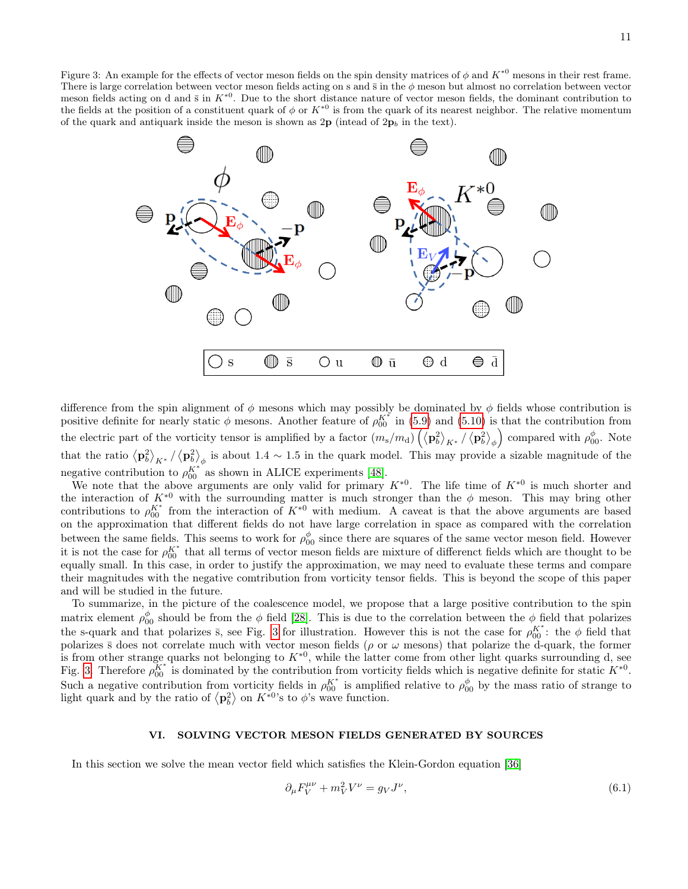Figure 3: An example for the effects of vector meson fields on the spin density matrices of $\phi$ and $K^{*0}$ mesons in their rest frame. There is large correlation between vector meson fields acting on s and $\bar{\mathrm{s}}$ in the $\phi$ meson but almost no correlation between vector meson fields acting on d and $\bar{\mathrm{s}}$ in $K^{*0}$. Due to the short distance nature of vector meson fields, the dominant contribution to the fields at the position of a constituent quark of $\phi$ or $K^{*0}$ is from the quark of its nearest neighbor. The relative momentum of the quark and antiquark inside the meson is shown as $2\mathbf{p}$ (intead of $2\mathbf{p}_b$ in the text).

difference from the spin alignment of $\phi$ mesons which may possibly be dominated by $\phi$ fields whose contribution is positive definite for nearly static $\phi$ mesons. Another feature of $\rho_{00}^{K^*}$ in (5.9) and (5.10) is that the contribution from the electric part of the vorticity tensor is amplified by a factor $(m_s/m_d)\left(\langle\mathbf{p}_b^2\rangle_{K^*}/\langle\mathbf{p}_b^2\rangle_{\phi}\right)$ compared with $\rho_{00}^{\phi}$. Note that the ratio $\langle\mathbf{p}_b^2\rangle_{K^*}/\langle\mathbf{p}_b^2\rangle_{\phi}$ is about $1.4\sim1.5$ in the quark model. This may provide a sizable magnitude of the negative contribution to $\rho_{00}^{K^*}$ as shown in ALICE experiments [48].

We note that the above arguments are only valid for primary $K^{*0}$. The life time of $K^{*0}$ is much shorter and the interaction of $K^{*0}$ with the surrounding matter is much stronger than the $\phi$ meson. This may bring other contributions to $\rho_{00}^{K^*}$ from the interaction of $K^{*0}$ with medium. A caveat is that the above arguments are based on the approximation that different fields do not have large correlation in space as compared with the correlation between the same fields. This seems to work for $\rho_{00}^{\phi}$ since there are squares of the same vector meson field. However it is not the case for $\rho_{00}^{K^*}$ that all terms of vector meson fields are mixture of differenct fields which are thought to be equally small. In this case, in order to justify the approximation, we may need to evaluate these terms and compare their magnitudes with the negative comtribution from vorticity tensor fields. This is beyond the scope of this paper and will be studied in the future.

To summarize, in the picture of the coalescence model, we propose that a large positive contribution to the spin matrix element $\rho_{00}^{\phi}$ should be from the $\phi$ field [28]. This is due to the correlation between the $\phi$ field that polarizes the s-quark and that polarizes $\bar{\mathrm{s}}$, see Fig. 3 for illustration. However this is not the case for $\rho_{00}^{K^*}$: the $\phi$ field that polarizes $\bar{\mathrm{s}}$ does not correlate much with vector meson fields ($\rho$ or $\omega$ mesons) that polarize the d-quark, the former is from other strange quarks not belonging to $K^{*0}$, while the latter come from other light quarks surrounding d, see Fig. 3. Therefore $\rho_{00}^{K^*}$ is dominated by the contribution from vorticity fields which is negative definite for static $K^{*0}$. Such a negative contribution from vorticity fields in $\rho_{00}^{K^*}$ is amplified relative to $\rho_{00}^{\phi}$ by the mass ratio of strange to light quark and by the ratio of $\langle\mathbf{p}_b^2\rangle$ on $K^{*0}$'s to $\phi$'s wave function.

## VI. SOLVING VECTOR MESON FIELDS GENERATED BY SOURCES

In this section we solve the mean vector field which satisfies the Klein-Gordon equation [36]

$$\partial_\mu F_V^{\mu\nu}+m_V^2V^\nu=g_VJ^\nu, \tag{6.1}$$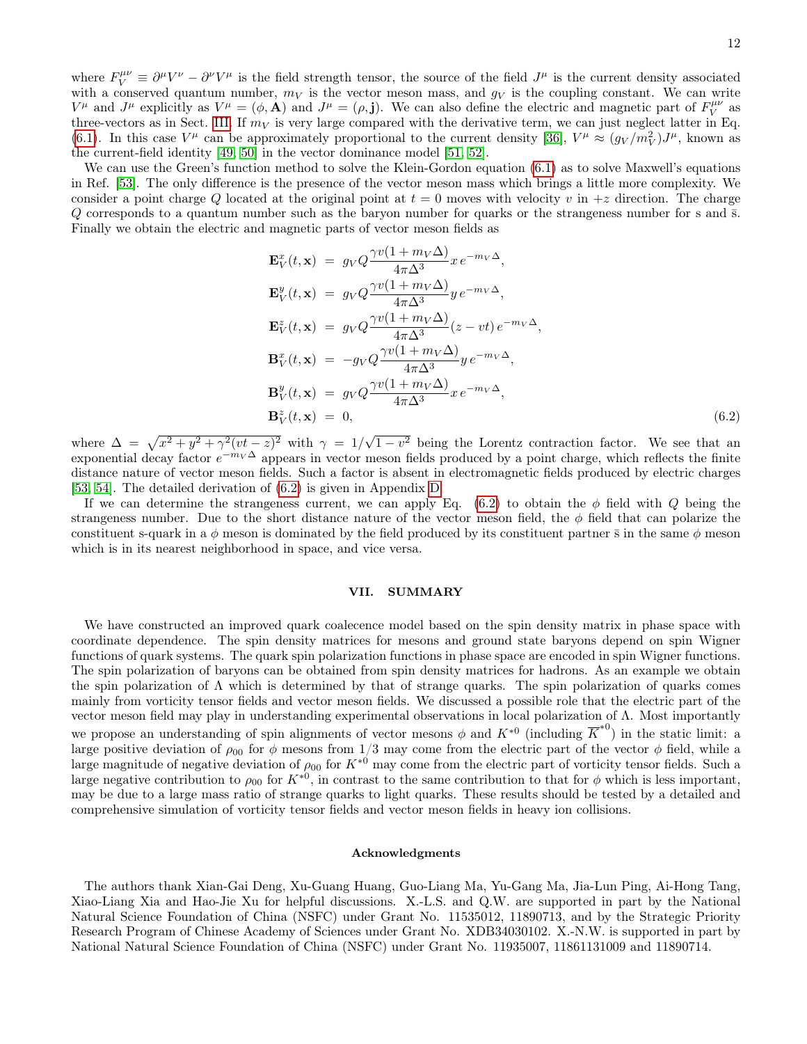where $F_V^{\mu\nu} \equiv \partial^\mu V^\nu - \partial^\nu V^\mu$ is the field strength tensor, the source of the field $J^\mu$ is the current density associated with a conserved quantum number, $m_V$ is the vector meson mass, and $g_V$ is the coupling constant. We can write $V^\mu$ and $J^\mu$ explicitly as $V^\mu = (\phi, \mathbf{A})$ and $J^\mu = (\rho, \mathbf{j})$. We can also define the electric and magnetic part of $F_V^{\mu\nu}$ as three-vectors as in Sect. III. If $m_V$ is very large compared with the derivative term, we can just neglect latter in Eq. (6.1). In this case $V^\mu$ can be approximately proportional to the current density [36], $V^\mu \approx (g_V/m_V^2)J^\mu$, known as the current-field identity [49, 50] in the vector dominance model [51, 52].

We can use the Green's function method to solve the Klein-Gordon equation (6.1) as to solve Maxwell's equations in Ref. [53]. The only difference is the presence of the vector meson mass which brings a little more complexity. We consider a point charge $Q$ located at the original point at $t = 0$ moves with velocity $v$ in $+z$ direction. The charge $Q$ corresponds to a quantum number such as the baryon number for quarks or the strangeness number for s and $\bar{\text{s}}$. Finally we obtain the electric and magnetic parts of vector meson fields as

$$
\begin{aligned}
\mathbf{E}_V^x(t,\mathbf{x}) &= g_V Q \frac{\gamma v(1+m_V\Delta)}{4\pi\Delta^3} x\, e^{-m_V\Delta}, \\
\mathbf{E}_V^y(t,\mathbf{x}) &= g_V Q \frac{\gamma v(1+m_V\Delta)}{4\pi\Delta^3} y\, e^{-m_V\Delta}, \\
\mathbf{E}_V^z(t,\mathbf{x}) &= g_V Q \frac{\gamma v(1+m_V\Delta)}{4\pi\Delta^3} (z-vt)\, e^{-m_V\Delta}, \\
\mathbf{B}_V^x(t,\mathbf{x}) &= -g_V Q \frac{\gamma v(1+m_V\Delta)}{4\pi\Delta^3} y\, e^{-m_V\Delta}, \\
\mathbf{B}_V^y(t,\mathbf{x}) &= g_V Q \frac{\gamma v(1+m_V\Delta)}{4\pi\Delta^3} x\, e^{-m_V\Delta}, \\
\mathbf{B}_V^z(t,\mathbf{x}) &= 0,
\end{aligned}
\tag{6.2}
$$

where $\Delta = \sqrt{x^2 + y^2 + \gamma^2(vt-z)^2}$ with $\gamma = 1/\sqrt{1-v^2}$ being the Lorentz contraction factor. We see that an exponential decay factor $e^{-m_V\Delta}$ appears in vector meson fields produced by a point charge, which reflects the finite distance nature of vector meson fields. Such a factor is absent in electromagnetic fields produced by electric charges [53, 54]. The detailed derivation of (6.2) is given in Appendix D.

If we can determine the strangeness current, we can apply Eq. (6.2) to obtain the $\phi$ field with $Q$ being the strangeness number. Due to the short distance nature of the vector meson field, the $\phi$ field that can polarize the constituent s-quark in a $\phi$ meson is dominated by the field produced by its constituent partner $\bar{\text{s}}$ in the same $\phi$ meson which is in its nearest neighborhood in space, and vice versa.

## VII. SUMMARY

We have constructed an improved quark coalecence model based on the spin density matrix in phase space with coordinate dependence. The spin density matrices for mesons and ground state baryons depend on spin Wigner functions of quark systems. The quark spin polarization functions in phase space are encoded in spin Wigner functions. The spin polarization of baryons can be obtained from spin density matrices for hadrons. As an example we obtain the spin polarization of $\Lambda$ which is determined by that of strange quarks. The spin polarization of quarks comes mainly from vorticity tensor fields and vector meson fields. We discussed a possible role that the electric part of the vector meson field may play in understanding experimental observations in local polarization of $\Lambda$. Most importantly we propose an understanding of spin alignments of vector mesons $\phi$ and $K^{*0}$ (including $\overline{K}^{*0}$) in the static limit: a large positive deviation of $\rho_{00}$ for $\phi$ mesons from $1/3$ may come from the electric part of the vector $\phi$ field, while a large magnitude of negative deviation of $\rho_{00}$ for $K^{*0}$ may come from the electric part of vorticity tensor fields. Such a large negative contribution to $\rho_{00}$ for $K^{*0}$, in contrast to the same contribution to that for $\phi$ which is less important, may be due to a large mass ratio of strange quarks to light quarks. These results should be tested by a detailed and comprehensive simulation of vorticity tensor fields and vector meson fields in heavy ion collisions.

#### Acknowledgments

The authors thank Xian-Gai Deng, Xu-Guang Huang, Guo-Liang Ma, Yu-Gang Ma, Jia-Lun Ping, Ai-Hong Tang, Xiao-Liang Xia and Hao-Jie Xu for helpful discussions. X.-L.S. and Q.W. are supported in part by the National Natural Science Foundation of China (NSFC) under Grant No. 11535012, 11890713, and by the Strategic Priority Research Program of Chinese Academy of Sciences under Grant No. XDB34030102. X.-N.W. is supported in part by National Natural Science Foundation of China (NSFC) under Grant No. 11935007, 11861131009 and 11890714.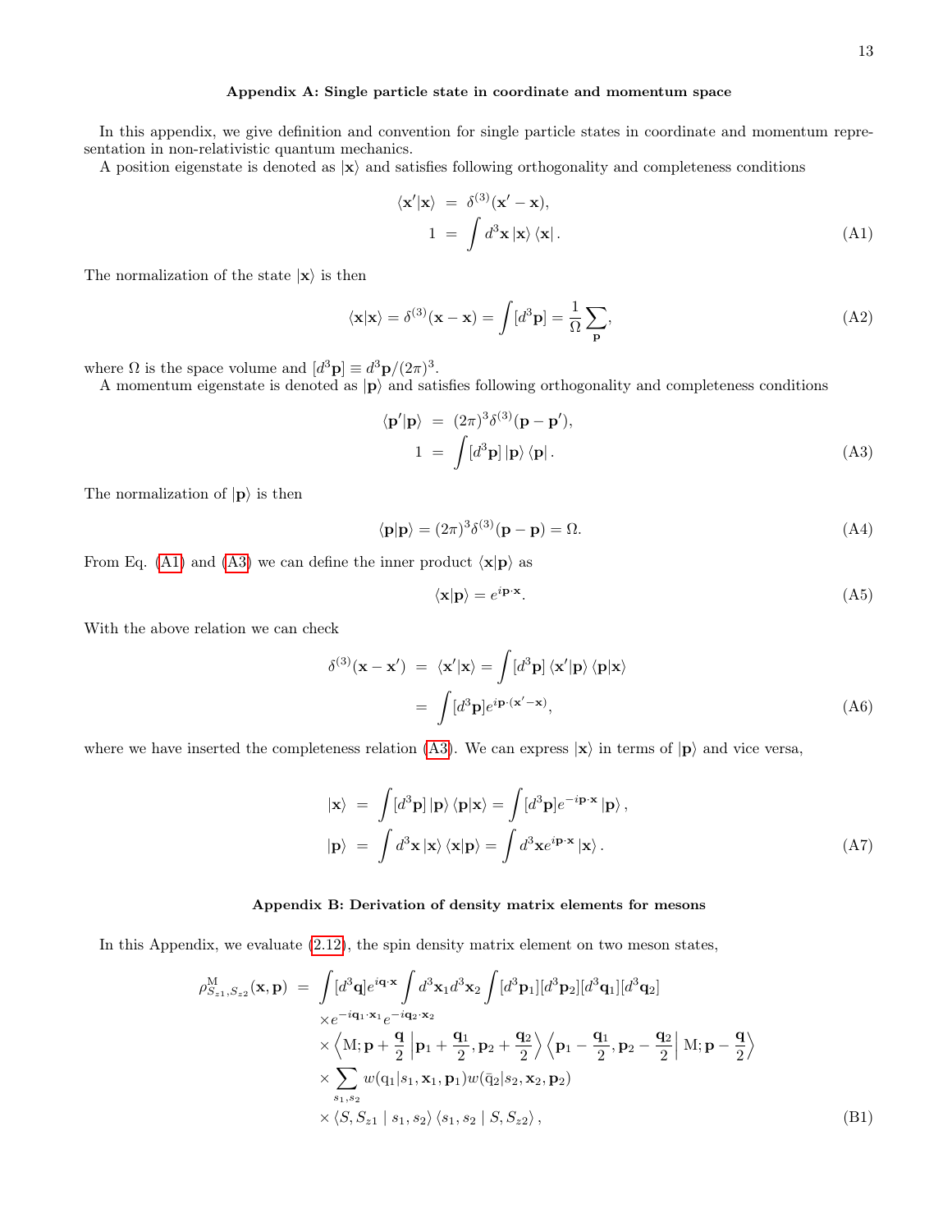### Appendix A: Single particle state in coordinate and momentum space

In this appendix, we give definition and convention for single particle states in coordinate and momentum representation in non-relativistic quantum mechanics.

A position eigenstate is denoted as $|\mathbf{x}\rangle$ and satisfies following orthogonality and completeness conditions

$$
\begin{aligned}
\langle \mathbf{x}'|\mathbf{x}\rangle &= \delta^{(3)}(\mathbf{x}'-\mathbf{x}),\\
1 &= \int d^3\mathbf{x}\, |\mathbf{x}\rangle \langle \mathbf{x}| .
\end{aligned}
\tag{A1}
$$

The normalization of the state $|\mathbf{x}\rangle$ is then

$$
\langle \mathbf{x}|\mathbf{x}\rangle = \delta^{(3)}(\mathbf{x}-\mathbf{x}) = \int [d^3\mathbf{p}] = \frac{1}{\Omega}\sum_{\mathbf{p}},
\tag{A2}
$$

where $\Omega$ is the space volume and $[d^3\mathbf{p}] \equiv d^3\mathbf{p}/(2\pi)^3$.

A momentum eigenstate is denoted as $|\mathbf{p}\rangle$ and satisfies following orthogonality and completeness conditions

$$
\begin{aligned}
\langle \mathbf{p}'|\mathbf{p}\rangle &= (2\pi)^3\delta^{(3)}(\mathbf{p}-\mathbf{p}'),\\
1 &= \int [d^3\mathbf{p}]\, |\mathbf{p}\rangle \langle \mathbf{p}| .
\end{aligned}
\tag{A3}
$$

The normalization of $|\mathbf{p}\rangle$ is then

$$
\langle \mathbf{p}|\mathbf{p}\rangle = (2\pi)^3\delta^{(3)}(\mathbf{p}-\mathbf{p}) = \Omega.
\tag{A4}
$$

From Eq. (A1) and (A3) we can define the inner product $\langle \mathbf{x}|\mathbf{p}\rangle$ as

$$
\langle \mathbf{x}|\mathbf{p}\rangle = e^{i\mathbf{p}\cdot\mathbf{x}}.
\tag{A5}
$$

With the above relation we can check

$$
\begin{aligned}
\delta^{(3)}(\mathbf{x}-\mathbf{x}') &= \langle \mathbf{x}'|\mathbf{x}\rangle = \int [d^3\mathbf{p}]\, \langle \mathbf{x}'|\mathbf{p}\rangle \langle \mathbf{p}|\mathbf{x}\rangle\\
&= \int [d^3\mathbf{p}] e^{i\mathbf{p}\cdot(\mathbf{x}'-\mathbf{x})},
\end{aligned}
\tag{A6}
$$

where we have inserted the completeness relation (A3). We can express $|\mathbf{x}\rangle$ in terms of $|\mathbf{p}\rangle$ and vice versa,

$$
\begin{aligned}
|\mathbf{x}\rangle &= \int [d^3\mathbf{p}]\, |\mathbf{p}\rangle \langle \mathbf{p}|\mathbf{x}\rangle = \int [d^3\mathbf{p}] e^{-i\mathbf{p}\cdot\mathbf{x}}\, |\mathbf{p}\rangle ,\\
|\mathbf{p}\rangle &= \int d^3\mathbf{x}\, |\mathbf{x}\rangle \langle \mathbf{x}|\mathbf{p}\rangle = \int d^3\mathbf{x} e^{i\mathbf{p}\cdot\mathbf{x}}\, |\mathbf{x}\rangle .
\end{aligned}
\tag{A7}
$$

### Appendix B: Derivation of density matrix elements for mesons

In this Appendix, we evaluate (2.12), the spin density matrix element on two meson states,

$$
\begin{aligned}
\rho^{\mathrm{M}}_{S_{z1},S_{z2}}(\mathbf{x},\mathbf{p}) &= \int [d^3\mathbf{q}] e^{i\mathbf{q}\cdot\mathbf{x}} \int d^3\mathbf{x}_1 d^3\mathbf{x}_2 \int [d^3\mathbf{p}_1][d^3\mathbf{p}_2][d^3\mathbf{q}_1][d^3\mathbf{q}_2]\\
&\quad\times e^{-i\mathbf{q}_1\cdot\mathbf{x}_1} e^{-i\mathbf{q}_2\cdot\mathbf{x}_2}\\
&\quad\times \left\langle \mathrm{M};\mathbf{p}+\frac{\mathbf{q}}{2}\,\middle|\, \mathbf{p}_1+\frac{\mathbf{q}_1}{2},\mathbf{p}_2+\frac{\mathbf{q}_2}{2}\right\rangle \left\langle \mathbf{p}_1-\frac{\mathbf{q}_1}{2},\mathbf{p}_2-\frac{\mathbf{q}_2}{2}\,\middle|\, \mathrm{M};\mathbf{p}-\frac{\mathbf{q}}{2}\right\rangle\\
&\quad\times \sum_{s_1,s_2} w(\mathrm{q}_1|s_1,\mathbf{x}_1,\mathbf{p}_1) w(\bar{\mathrm{q}}_2|s_2,\mathbf{x}_2,\mathbf{p}_2)\\
&\quad\times \langle S,S_{z1}\mid s_1,s_2\rangle \langle s_1,s_2\mid S,S_{z2}\rangle ,
\end{aligned}
\tag{B1}
$$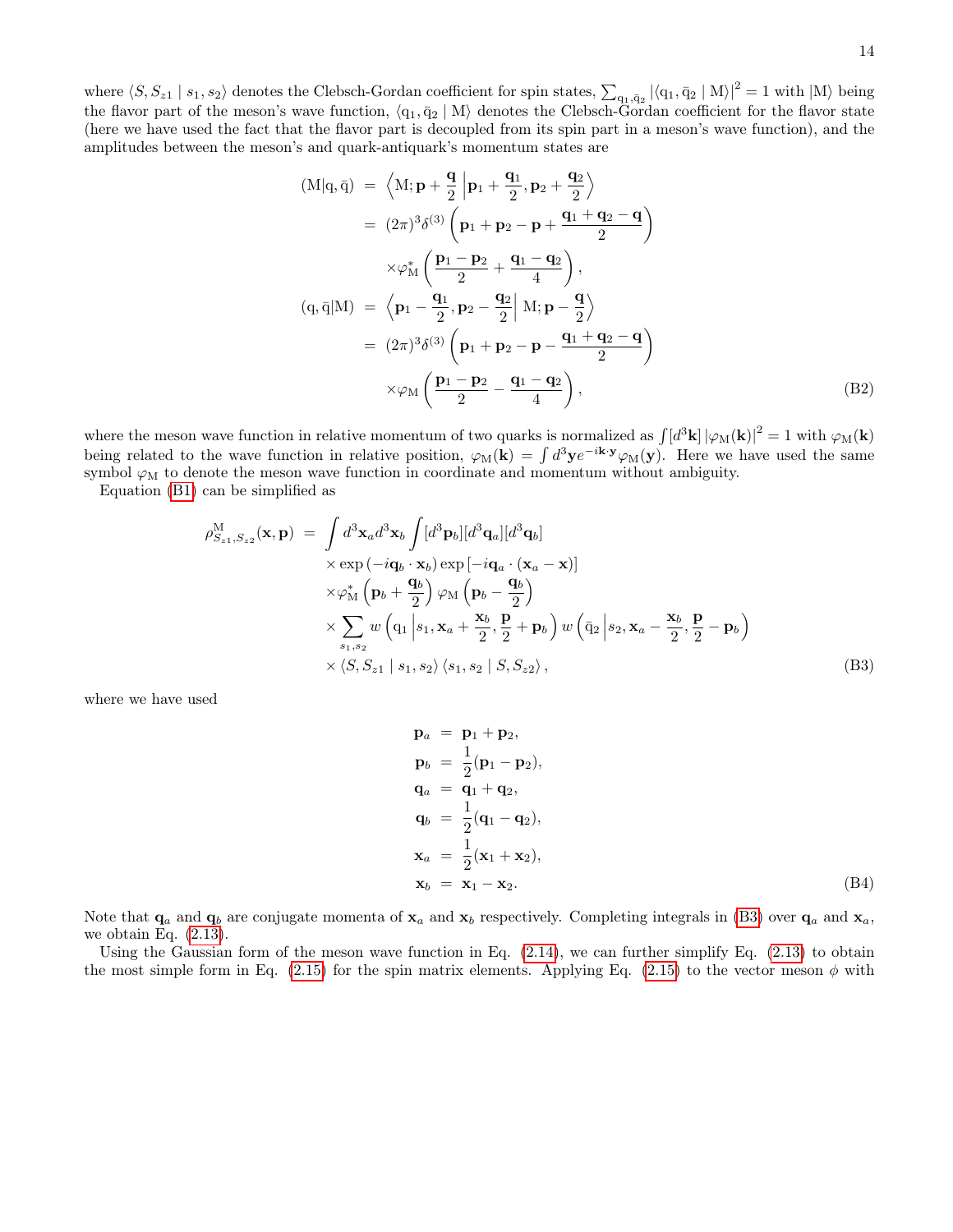where $\langle S, S_{z1} \mid s_1, s_2 \rangle$ denotes the Clebsch-Gordan coefficient for spin states, $\sum_{\mathrm{q}_1,\bar{\mathrm{q}}_2} |\langle \mathrm{q}_1, \bar{\mathrm{q}}_2 \mid \mathrm{M}\rangle|^2 = 1$ with $|\mathrm{M}\rangle$ being the flavor part of the meson's wave function, $\langle \mathrm{q}_1, \bar{\mathrm{q}}_2 \mid \mathrm{M}\rangle$ denotes the Clebsch-Gordan coefficient for the flavor state (here we have used the fact that the flavor part is decoupled from its spin part in a meson's wave function), and the amplitudes between the meson's and quark-antiquark's momentum states are

$$
\begin{aligned}
(\mathrm{M}|\mathrm{q},\bar{\mathrm{q}}) &= \left\langle \mathrm{M}; \mathbf{p} + \frac{\mathbf{q}}{2} \left| \mathbf{p}_1 + \frac{\mathbf{q}_1}{2}, \mathbf{p}_2 + \frac{\mathbf{q}_2}{2} \right. \right\rangle \\
&= (2\pi)^3 \delta^{(3)} \left( \mathbf{p}_1 + \mathbf{p}_2 - \mathbf{p} + \frac{\mathbf{q}_1 + \mathbf{q}_2 - \mathbf{q}}{2} \right) \\
&\quad \times \varphi^*_{\mathrm{M}} \left( \frac{\mathbf{p}_1 - \mathbf{p}_2}{2} + \frac{\mathbf{q}_1 - \mathbf{q}_2}{4} \right), \\
(\mathrm{q},\bar{\mathrm{q}}|\mathrm{M}) &= \left\langle \mathbf{p}_1 - \frac{\mathbf{q}_1}{2}, \mathbf{p}_2 - \frac{\mathbf{q}_2}{2} \right| \left. \mathrm{M}; \mathbf{p} - \frac{\mathbf{q}}{2} \right\rangle \\
&= (2\pi)^3 \delta^{(3)} \left( \mathbf{p}_1 + \mathbf{p}_2 - \mathbf{p} - \frac{\mathbf{q}_1 + \mathbf{q}_2 - \mathbf{q}}{2} \right) \\
&\quad \times \varphi_{\mathrm{M}} \left( \frac{\mathbf{p}_1 - \mathbf{p}_2}{2} - \frac{\mathbf{q}_1 - \mathbf{q}_2}{4} \right),
\end{aligned} \tag{B2}
$$

where the meson wave function in relative momentum of two quarks is normalized as $\int [d^3\mathbf{k}] \, |\varphi_{\mathrm{M}}(\mathbf{k})|^2 = 1$ with $\varphi_{\mathrm{M}}(\mathbf{k})$ being related to the wave function in relative position, $\varphi_{\mathrm{M}}(\mathbf{k}) = \int d^3\mathbf{y} e^{-i\mathbf{k}\cdot\mathbf{y}} \varphi_{\mathrm{M}}(\mathbf{y})$. Here we have used the same symbol $\varphi_{\mathrm{M}}$ to denote the meson wave function in coordinate and momentum without ambiguity.

Equation (B1) can be simplified as

$$
\begin{aligned}
\rho^{\mathrm{M}}_{S_{z1},S_{z2}}(\mathbf{x},\mathbf{p}) &= \int d^3\mathbf{x}_a d^3\mathbf{x}_b \int [d^3\mathbf{p}_b][d^3\mathbf{q}_a][d^3\mathbf{q}_b] \\
&\quad \times \exp\left(-i\mathbf{q}_b \cdot \mathbf{x}_b\right) \exp\left[-i\mathbf{q}_a \cdot (\mathbf{x}_a - \mathbf{x})\right] \\
&\quad \times \varphi^*_{\mathrm{M}} \left( \mathbf{p}_b + \frac{\mathbf{q}_b}{2} \right) \varphi_{\mathrm{M}} \left( \mathbf{p}_b - \frac{\mathbf{q}_b}{2} \right) \\
&\quad \times \sum_{s_1,s_2} w\left( \mathrm{q}_1 \left| s_1, \mathbf{x}_a + \frac{\mathbf{x}_b}{2}, \frac{\mathbf{p}}{2} + \mathbf{p}_b \right. \right) w\left( \bar{\mathrm{q}}_2 \left| s_2, \mathbf{x}_a - \frac{\mathbf{x}_b}{2}, \frac{\mathbf{p}}{2} - \mathbf{p}_b \right. \right) \\
&\quad \times \langle S, S_{z1} \mid s_1, s_2 \rangle \langle s_1, s_2 \mid S, S_{z2} \rangle ,
\end{aligned} \tag{B3}
$$

where we have used

$$
\begin{aligned}
\mathbf{p}_a &= \mathbf{p}_1 + \mathbf{p}_2, \\
\mathbf{p}_b &= \frac{1}{2}(\mathbf{p}_1 - \mathbf{p}_2), \\
\mathbf{q}_a &= \mathbf{q}_1 + \mathbf{q}_2, \\
\mathbf{q}_b &= \frac{1}{2}(\mathbf{q}_1 - \mathbf{q}_2), \\
\mathbf{x}_a &= \frac{1}{2}(\mathbf{x}_1 + \mathbf{x}_2), \\
\mathbf{x}_b &= \mathbf{x}_1 - \mathbf{x}_2.
\end{aligned} \tag{B4}
$$

Note that $\mathbf{q}_a$ and $\mathbf{q}_b$ are conjugate momenta of $\mathbf{x}_a$ and $\mathbf{x}_b$ respectively. Completing integrals in (B3) over $\mathbf{q}_a$ and $\mathbf{x}_a$, we obtain Eq. (2.13).

Using the Gaussian form of the meson wave function in Eq. (2.14), we can further simplify Eq. (2.13) to obtain the most simple form in Eq. (2.15) for the spin matrix elements. Applying Eq. (2.15) to the vector meson $\phi$ with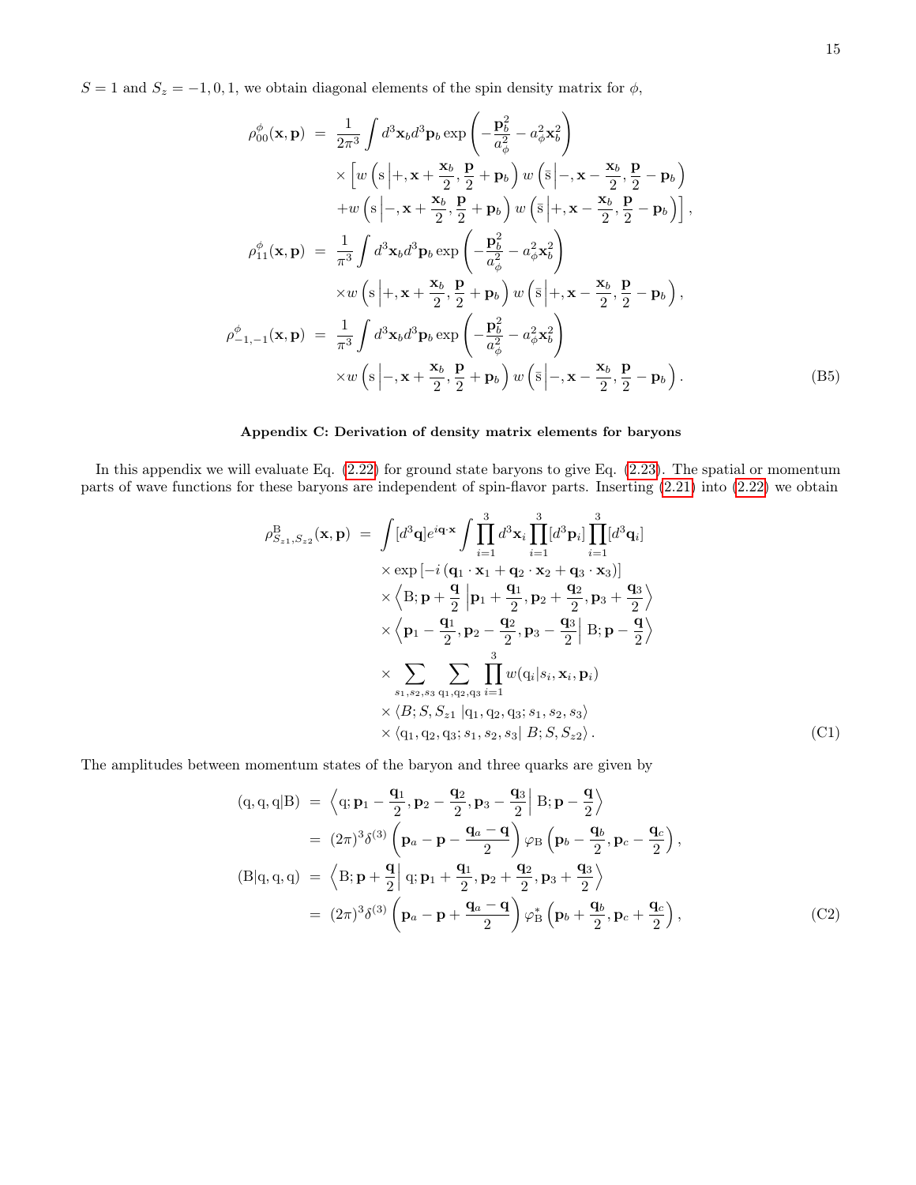$S=1$ and $S_z=-1,0,1$, we obtain diagonal elements of the spin density matrix for $\phi$,

$$
\begin{aligned}
\rho_{00}^{\phi}(\mathbf{x},\mathbf{p}) &= \frac{1}{2\pi^3}\int d^3\mathbf{x}_b d^3\mathbf{p}_b \exp\left(-\frac{\mathbf{p}_b^2}{a_\phi^2}-a_\phi^2\mathbf{x}_b^2\right) \\
&\times\left[w\left(\mathrm{s}\left|+,\mathbf{x}+\frac{\mathbf{x}_b}{2},\frac{\mathbf{p}}{2}+\mathbf{p}_b\right)w\left(\bar{\mathrm{s}}\right|-,\mathbf{x}-\frac{\mathbf{x}_b}{2},\frac{\mathbf{p}}{2}-\mathbf{p}_b\right)\right. \\
&\left.+w\left(\mathrm{s}\left|-,\mathbf{x}+\frac{\mathbf{x}_b}{2},\frac{\mathbf{p}}{2}+\mathbf{p}_b\right)w\left(\bar{\mathrm{s}}\right|+,\mathbf{x}-\frac{\mathbf{x}_b}{2},\frac{\mathbf{p}}{2}-\mathbf{p}_b\right)\right], \\
\rho_{11}^{\phi}(\mathbf{x},\mathbf{p}) &= \frac{1}{\pi^3}\int d^3\mathbf{x}_b d^3\mathbf{p}_b \exp\left(-\frac{\mathbf{p}_b^2}{a_\phi^2}-a_\phi^2\mathbf{x}_b^2\right) \\
&\times w\left(\mathrm{s}\left|+,\mathbf{x}+\frac{\mathbf{x}_b}{2},\frac{\mathbf{p}}{2}+\mathbf{p}_b\right)w\left(\bar{\mathrm{s}}\right|+,\mathbf{x}-\frac{\mathbf{x}_b}{2},\frac{\mathbf{p}}{2}-\mathbf{p}_b\right), \\
\rho_{-1,-1}^{\phi}(\mathbf{x},\mathbf{p}) &= \frac{1}{\pi^3}\int d^3\mathbf{x}_b d^3\mathbf{p}_b \exp\left(-\frac{\mathbf{p}_b^2}{a_\phi^2}-a_\phi^2\mathbf{x}_b^2\right) \\
&\times w\left(\mathrm{s}\left|-,\mathbf{x}+\frac{\mathbf{x}_b}{2},\frac{\mathbf{p}}{2}+\mathbf{p}_b\right)w\left(\bar{\mathrm{s}}\right|-,\mathbf{x}-\frac{\mathbf{x}_b}{2},\frac{\mathbf{p}}{2}-\mathbf{p}_b\right).
\end{aligned}
\tag{B5}
$$

## Appendix C: Derivation of density matrix elements for baryons

In this appendix we will evaluate Eq. (2.22) for ground state baryons to give Eq. (2.23). The spatial or momentum parts of wave functions for these baryons are independent of spin-flavor parts. Inserting (2.21) into (2.22) we obtain

$$
\begin{aligned}
\rho_{S_{z1},S_{z2}}^{\mathrm{B}}(\mathbf{x},\mathbf{p}) &= \int[d^3\mathbf{q}]e^{i\mathbf{q}\cdot\mathbf{x}}\int\prod_{i=1}^{3}d^3\mathbf{x}_i\prod_{i=1}^{3}[d^3\mathbf{p}_i]\prod_{i=1}^{3}[d^3\mathbf{q}_i] \\
&\times\exp\left[-i\left(\mathbf{q}_1\cdot\mathbf{x}_1+\mathbf{q}_2\cdot\mathbf{x}_2+\mathbf{q}_3\cdot\mathbf{x}_3\right)\right] \\
&\times\left\langle \mathrm{B};\mathbf{p}+\frac{\mathbf{q}}{2}\right|\mathbf{p}_1+\frac{\mathbf{q}_1}{2},\mathbf{p}_2+\frac{\mathbf{q}_2}{2},\mathbf{p}_3+\frac{\mathbf{q}_3}{2}\Big\rangle \\
&\times\left\langle \mathbf{p}_1-\frac{\mathbf{q}_1}{2},\mathbf{p}_2-\frac{\mathbf{q}_2}{2},\mathbf{p}_3-\frac{\mathbf{q}_3}{2}\right|\mathrm{B};\mathbf{p}-\frac{\mathbf{q}}{2}\Big\rangle \\
&\times\sum_{s_1,s_2,s_3}\sum_{\mathrm{q}_1,\mathrm{q}_2,\mathrm{q}_3}\prod_{i=1}^{3}w(\mathrm{q}_i|s_i,\mathbf{x}_i,\mathbf{p}_i) \\
&\times\left\langle B;S,S_{z1}\right|\mathrm{q}_1,\mathrm{q}_2,\mathrm{q}_3;s_1,s_2,s_3\rangle \\
&\times\left\langle \mathrm{q}_1,\mathrm{q}_2,\mathrm{q}_3;s_1,s_2,s_3\right|B;S,S_{z2}\rangle.
\end{aligned}
\tag{C1}
$$

The amplitudes between momentum states of the baryon and three quarks are given by

$$
\begin{aligned}
(\mathrm{q},\mathrm{q},\mathrm{q}|\mathrm{B}) &= \left\langle \mathrm{q};\mathbf{p}_1-\frac{\mathbf{q}_1}{2},\mathbf{p}_2-\frac{\mathbf{q}_2}{2},\mathbf{p}_3-\frac{\mathbf{q}_3}{2}\right|\mathrm{B};\mathbf{p}-\frac{\mathbf{q}}{2}\Big\rangle \\
&= (2\pi)^3\delta^{(3)}\left(\mathbf{p}_a-\mathbf{p}-\frac{\mathbf{q}_a-\mathbf{q}}{2}\right)\varphi_{\mathrm{B}}\left(\mathbf{p}_b-\frac{\mathbf{q}_b}{2},\mathbf{p}_c-\frac{\mathbf{q}_c}{2}\right), \\
(\mathrm{B}|\mathrm{q},\mathrm{q},\mathrm{q}) &= \left\langle \mathrm{B};\mathbf{p}+\frac{\mathbf{q}}{2}\right|\mathrm{q};\mathbf{p}_1+\frac{\mathbf{q}_1}{2},\mathbf{p}_2+\frac{\mathbf{q}_2}{2},\mathbf{p}_3+\frac{\mathbf{q}_3}{2}\Big\rangle \\
&= (2\pi)^3\delta^{(3)}\left(\mathbf{p}_a-\mathbf{p}+\frac{\mathbf{q}_a-\mathbf{q}}{2}\right)\varphi_{\mathrm{B}}^{*}\left(\mathbf{p}_b+\frac{\mathbf{q}_b}{2},\mathbf{p}_c+\frac{\mathbf{q}_c}{2}\right),
\end{aligned}
\tag{C2}
$$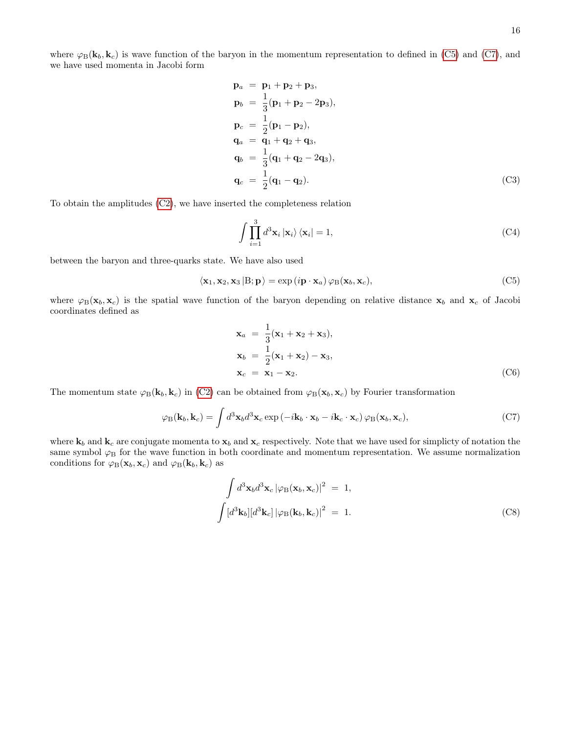where $\varphi_{\rm B}(\mathbf{k}_b, \mathbf{k}_c)$ is wave function of the baryon in the momentum representation to defined in (C5) and (C7), and we have used momenta in Jacobi form

$$
\begin{aligned}
\mathbf{p}_a &= \mathbf{p}_1 + \mathbf{p}_2 + \mathbf{p}_3, \\
\mathbf{p}_b &= \frac{1}{3}(\mathbf{p}_1 + \mathbf{p}_2 - 2\mathbf{p}_3), \\
\mathbf{p}_c &= \frac{1}{2}(\mathbf{p}_1 - \mathbf{p}_2), \\
\mathbf{q}_a &= \mathbf{q}_1 + \mathbf{q}_2 + \mathbf{q}_3, \\
\mathbf{q}_b &= \frac{1}{3}(\mathbf{q}_1 + \mathbf{q}_2 - 2\mathbf{q}_3), \\
\mathbf{q}_c &= \frac{1}{2}(\mathbf{q}_1 - \mathbf{q}_2).
\end{aligned} \tag{C3}
$$

To obtain the amplitudes (C2), we have inserted the completeness relation

$$
\int \prod_{i=1}^{3} d^3\mathbf{x}_i \left|\mathbf{x}_i\right\rangle \left\langle \mathbf{x}_i\right| = 1, \tag{C4}
$$

between the baryon and three-quarks state. We have also used

$$
\langle \mathbf{x}_1, \mathbf{x}_2, \mathbf{x}_3 \left| \mathrm{B}; \mathbf{p} \right\rangle = \exp\left(i\mathbf{p}\cdot\mathbf{x}_a\right) \varphi_{\rm B}(\mathbf{x}_b, \mathbf{x}_c), \tag{C5}
$$

where $\varphi_{\rm B}(\mathbf{x}_b, \mathbf{x}_c)$ is the spatial wave function of the baryon depending on relative distance $\mathbf{x}_b$ and $\mathbf{x}_c$ of Jacobi coordinates defined as

$$
\begin{aligned}
\mathbf{x}_a &= \frac{1}{3}(\mathbf{x}_1 + \mathbf{x}_2 + \mathbf{x}_3), \\
\mathbf{x}_b &= \frac{1}{2}(\mathbf{x}_1 + \mathbf{x}_2) - \mathbf{x}_3, \\
\mathbf{x}_c &= \mathbf{x}_1 - \mathbf{x}_2.
\end{aligned} \tag{C6}
$$

The momentum state $\varphi_{\rm B}(\mathbf{k}_b, \mathbf{k}_c)$ in (C2) can be obtained from $\varphi_{\rm B}(\mathbf{x}_b, \mathbf{x}_c)$ by Fourier transformation

$$
\varphi_{\rm B}(\mathbf{k}_b, \mathbf{k}_c) = \int d^3\mathbf{x}_b d^3\mathbf{x}_c \exp\left(-i\mathbf{k}_b\cdot\mathbf{x}_b - i\mathbf{k}_c\cdot\mathbf{x}_c\right) \varphi_{\rm B}(\mathbf{x}_b, \mathbf{x}_c), \tag{C7}
$$

where $\mathbf{k}_b$ and $\mathbf{k}_c$ are conjugate momenta to $\mathbf{x}_b$ and $\mathbf{x}_c$ respectively. Note that we have used for simplicty of notation the same symbol $\varphi_{\rm B}$ for the wave function in both coordinate and momentum representation. We assume normalization conditions for $\varphi_{\rm B}(\mathbf{x}_b, \mathbf{x}_c)$ and $\varphi_{\rm B}(\mathbf{k}_b, \mathbf{k}_c)$ as

$$
\begin{aligned}
\int d^3\mathbf{x}_b d^3\mathbf{x}_c \left|\varphi_{\rm B}(\mathbf{x}_b, \mathbf{x}_c)\right|^2 &= 1, \\
\int [d^3\mathbf{k}_b][d^3\mathbf{k}_c] \left|\varphi_{\rm B}(\mathbf{k}_b, \mathbf{k}_c)\right|^2 &= 1.
\end{aligned} \tag{C8}
$$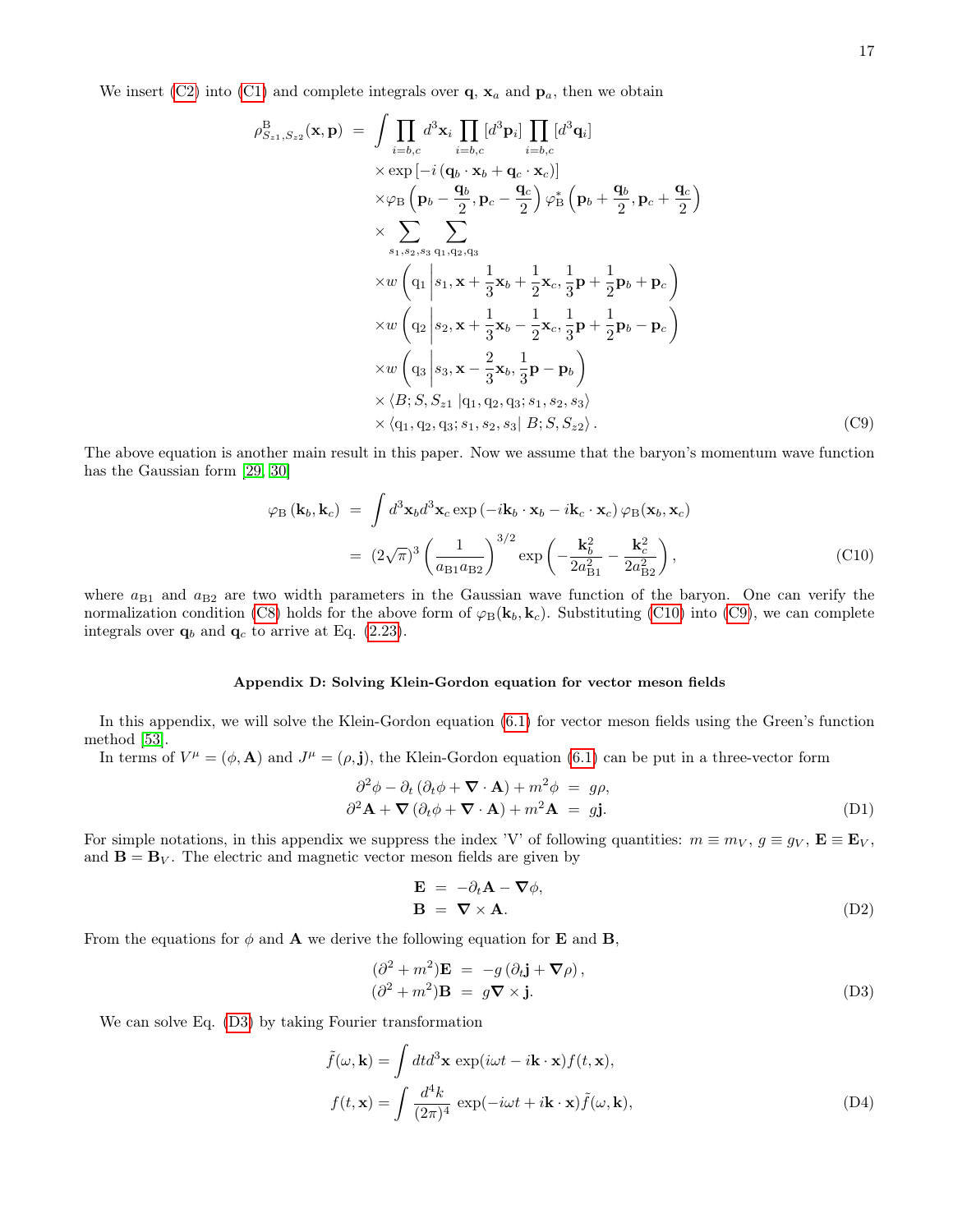We insert (C2) into (C1) and complete integrals over $\mathbf{q}$, $\mathbf{x}_a$ and $\mathbf{p}_a$, then we obtain

$$
\begin{aligned}
\rho^{\mathrm{B}}_{S_{z1},S_{z2}}(\mathbf{x},\mathbf{p}) \;=\; & \int \prod_{i=b,c} d^3\mathbf{x}_i \prod_{i=b,c} [d^3\mathbf{p}_i] \prod_{i=b,c} [d^3\mathbf{q}_i] \\
& \times \exp\left[-i\left(\mathbf{q}_b\cdot\mathbf{x}_b + \mathbf{q}_c\cdot\mathbf{x}_c\right)\right] \\
& \times \varphi_{\mathrm{B}}\left(\mathbf{p}_b - \frac{\mathbf{q}_b}{2}, \mathbf{p}_c - \frac{\mathbf{q}_c}{2}\right) \varphi^*_{\mathrm{B}}\left(\mathbf{p}_b + \frac{\mathbf{q}_b}{2}, \mathbf{p}_c + \frac{\mathbf{q}_c}{2}\right) \\
& \times \sum_{s_1,s_2,s_3} \sum_{\mathrm{q}_1,\mathrm{q}_2,\mathrm{q}_3} \\
& \times w\left(\mathrm{q}_1 \left| s_1, \mathbf{x} + \frac{1}{3}\mathbf{x}_b + \frac{1}{2}\mathbf{x}_c, \frac{1}{3}\mathbf{p} + \frac{1}{2}\mathbf{p}_b + \mathbf{p}_c \right.\right) \\
& \times w\left(\mathrm{q}_2 \left| s_2, \mathbf{x} + \frac{1}{3}\mathbf{x}_b - \frac{1}{2}\mathbf{x}_c, \frac{1}{3}\mathbf{p} + \frac{1}{2}\mathbf{p}_b - \mathbf{p}_c \right.\right) \\
& \times w\left(\mathrm{q}_3 \left| s_3, \mathbf{x} - \frac{2}{3}\mathbf{x}_b, \frac{1}{3}\mathbf{p} - \mathbf{p}_b \right.\right) \\
& \times \langle B; S, S_{z1} \left| \mathrm{q}_1, \mathrm{q}_2, \mathrm{q}_3; s_1, s_2, s_3 \right\rangle \\
& \times \langle \mathrm{q}_1, \mathrm{q}_2, \mathrm{q}_3; s_1, s_2, s_3 \right| B; S, S_{z2} \rangle .
\end{aligned}
\tag{C9}
$$

The above equation is another main result in this paper. Now we assume that the baryon's momentum wave function has the Gaussian form [29, 30]

$$
\begin{aligned}
\varphi_{\mathrm{B}}\left(\mathbf{k}_b, \mathbf{k}_c\right) &= \int d^3\mathbf{x}_b d^3\mathbf{x}_c \exp\left(-i\mathbf{k}_b\cdot\mathbf{x}_b - i\mathbf{k}_c\cdot\mathbf{x}_c\right)\varphi_{\mathrm{B}}(\mathbf{x}_b,\mathbf{x}_c) \\
&= (2\sqrt{\pi})^3 \left(\frac{1}{a_{\mathrm{B1}}a_{\mathrm{B2}}}\right)^{3/2} \exp\left(-\frac{\mathbf{k}_b^2}{2a_{\mathrm{B1}}^2} - \frac{\mathbf{k}_c^2}{2a_{\mathrm{B2}}^2}\right),
\end{aligned}
\tag{C10}
$$

where $a_{\mathrm{B1}}$ and $a_{\mathrm{B2}}$ are two width parameters in the Gaussian wave function of the baryon. One can verify the normalization condition (C8) holds for the above form of $\varphi_{\mathrm{B}}(\mathbf{k}_b, \mathbf{k}_c)$. Substituting (C10) into (C9), we can complete integrals over $\mathbf{q}_b$ and $\mathbf{q}_c$ to arrive at Eq. (2.23).

### Appendix D: Solving Klein-Gordon equation for vector meson fields

In this appendix, we will solve the Klein-Gordon equation (6.1) for vector meson fields using the Green's function method [53].

In terms of $V^\mu = (\phi, \mathbf{A})$ and $J^\mu = (\rho, \mathbf{j})$, the Klein-Gordon equation (6.1) can be put in a three-vector form

$$
\begin{aligned}
\partial^2\phi - \partial_t\left(\partial_t\phi + \boldsymbol{\nabla}\cdot\mathbf{A}\right) + m^2\phi &= g\rho, \\
\partial^2\mathbf{A} + \boldsymbol{\nabla}\left(\partial_t\phi + \boldsymbol{\nabla}\cdot\mathbf{A}\right) + m^2\mathbf{A} &= g\mathbf{j}.
\end{aligned}
\tag{D1}
$$

For simple notations, in this appendix we suppress the index 'V' of following quantities: $m \equiv m_V$, $g \equiv g_V$, $\mathbf{E} \equiv \mathbf{E}_V$, and $\mathbf{B} = \mathbf{B}_V$. The electric and magnetic vector meson fields are given by

$$
\begin{aligned}
\mathbf{E} &= -\partial_t\mathbf{A} - \boldsymbol{\nabla}\phi, \\
\mathbf{B} &= \boldsymbol{\nabla}\times\mathbf{A}.
\end{aligned}
\tag{D2}
$$

From the equations for $\phi$ and $\mathbf{A}$ we derive the following equation for $\mathbf{E}$ and $\mathbf{B}$,

$$
\begin{aligned}
(\partial^2 + m^2)\mathbf{E} &= -g\left(\partial_t\mathbf{j} + \boldsymbol{\nabla}\rho\right), \\
(\partial^2 + m^2)\mathbf{B} &= g\boldsymbol{\nabla}\times\mathbf{j}.
\end{aligned}
\tag{D3}
$$

We can solve Eq. (D3) by taking Fourier transformation

$$
\begin{aligned}
\tilde{f}(\omega,\mathbf{k}) &= \int dt d^3\mathbf{x} \exp(i\omega t - i\mathbf{k}\cdot\mathbf{x}) f(t,\mathbf{x}), \\
f(t,\mathbf{x}) &= \int \frac{d^4k}{(2\pi)^4} \exp(-i\omega t + i\mathbf{k}\cdot\mathbf{x})\tilde{f}(\omega,\mathbf{k}),
\end{aligned}
\tag{D4}
$$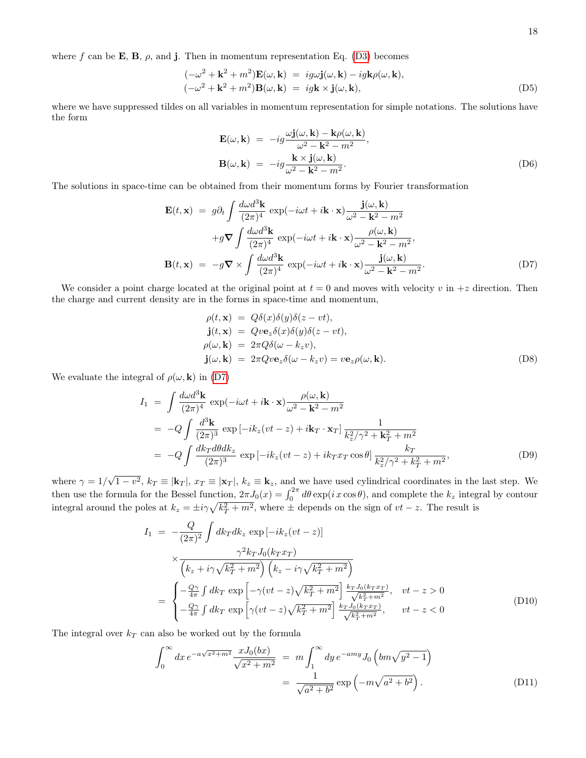where $f$ can be $\mathbf{E}$, $\mathbf{B}$, $\rho$, and $\mathbf{j}$. Then in momentum representation Eq. (D3) becomes

$$
\begin{aligned}
(-\omega^2 + \mathbf{k}^2 + m^2)\mathbf{E}(\omega, \mathbf{k}) &= ig\omega \mathbf{j}(\omega, \mathbf{k}) - ig\mathbf{k}\rho(\omega, \mathbf{k}), \\
(-\omega^2 + \mathbf{k}^2 + m^2)\mathbf{B}(\omega, \mathbf{k}) &= ig\mathbf{k} \times \mathbf{j}(\omega, \mathbf{k}),
\end{aligned}
\tag{D5}
$$

where we have suppressed tildes on all variables in momentum representation for simple notations. The solutions have the form

$$
\begin{aligned}
\mathbf{E}(\omega, \mathbf{k}) &= -ig\frac{\omega \mathbf{j}(\omega, \mathbf{k}) - \mathbf{k}\rho(\omega, \mathbf{k})}{\omega^2 - \mathbf{k}^2 - m^2}, \\
\mathbf{B}(\omega, \mathbf{k}) &= -ig\frac{\mathbf{k} \times \mathbf{j}(\omega, \mathbf{k})}{\omega^2 - \mathbf{k}^2 - m^2}.
\end{aligned}
\tag{D6}
$$

The solutions in space-time can be obtained from their momentum forms by Fourier transformation

$$
\begin{aligned}
\mathbf{E}(t, \mathbf{x}) &= g\partial_t \int \frac{d\omega d^3\mathbf{k}}{(2\pi)^4} \exp(-i\omega t + i\mathbf{k}\cdot\mathbf{x}) \frac{\mathbf{j}(\omega, \mathbf{k})}{\omega^2 - \mathbf{k}^2 - m^2} \\
&\quad + g\boldsymbol{\nabla} \int \frac{d\omega d^3\mathbf{k}}{(2\pi)^4} \exp(-i\omega t + i\mathbf{k}\cdot\mathbf{x}) \frac{\rho(\omega, \mathbf{k})}{\omega^2 - \mathbf{k}^2 - m^2}, \\
\mathbf{B}(t, \mathbf{x}) &= -g\boldsymbol{\nabla} \times \int \frac{d\omega d^3\mathbf{k}}{(2\pi)^4} \exp(-i\omega t + i\mathbf{k}\cdot\mathbf{x}) \frac{\mathbf{j}(\omega, \mathbf{k})}{\omega^2 - \mathbf{k}^2 - m^2}.
\end{aligned}
\tag{D7}
$$

We consider a point charge located at the original point at $t = 0$ and moves with velocity $v$ in $+z$ direction. Then the charge and current density are in the forms in space-time and momentum,

$$
\begin{aligned}
\rho(t, \mathbf{x}) &= Q\delta(x)\delta(y)\delta(z - vt), \\
\mathbf{j}(t, \mathbf{x}) &= Qv\mathbf{e}_z\delta(x)\delta(y)\delta(z - vt), \\
\rho(\omega, \mathbf{k}) &= 2\pi Q\delta(\omega - k_z v), \\
\mathbf{j}(\omega, \mathbf{k}) &= 2\pi Qv\mathbf{e}_z\delta(\omega - k_z v) = v\mathbf{e}_z\rho(\omega, \mathbf{k}).
\end{aligned}
\tag{D8}
$$

We evaluate the integral of $\rho(\omega, \mathbf{k})$ in (D7)

$$
\begin{aligned}
I_1 &= \int \frac{d\omega d^3\mathbf{k}}{(2\pi)^4} \exp(-i\omega t + i\mathbf{k}\cdot\mathbf{x}) \frac{\rho(\omega, \mathbf{k})}{\omega^2 - \mathbf{k}^2 - m^2} \\
&= -Q\int \frac{d^3\mathbf{k}}{(2\pi)^3} \exp\left[-ik_z(vt - z) + i\mathbf{k}_T\cdot\mathbf{x}_T\right] \frac{1}{k_z^2/\gamma^2 + \mathbf{k}_T^2 + m^2} \\
&= -Q\int \frac{dk_T d\theta dk_z}{(2\pi)^3} \exp\left[-ik_z(vt - z) + ik_T x_T\cos\theta\right] \frac{k_T}{k_z^2/\gamma^2 + k_T^2 + m^2},
\end{aligned}
\tag{D9}
$$

where $\gamma = 1/\sqrt{1 - v^2}$, $k_T \equiv |\mathbf{k}_T|$, $x_T \equiv |\mathbf{x}_T|$, $k_z \equiv \mathbf{k}_z$, and we have used cylindrical coordinates in the last step. We then use the formula for the Bessel function, $2\pi J_0(x) = \int_0^{2\pi} d\theta \exp(i\,x\cos\theta)$, and complete the $k_z$ integral by contour integral around the poles at $k_z = \pm i\gamma\sqrt{k_T^2 + m^2}$, where $\pm$ depends on the sign of $vt - z$. The result is

$$
\begin{aligned}
I_1 &= -\frac{Q}{(2\pi)^2}\int dk_T dk_z \exp\left[-ik_z(vt - z)\right] \\
&\quad \times \frac{\gamma^2 k_T J_0(k_T x_T)}{\left(k_z + i\gamma\sqrt{k_T^2 + m^2}\right)\left(k_z - i\gamma\sqrt{k_T^2 + m^2}\right)} \\
&= \begin{cases} -\frac{Q\gamma}{4\pi}\int dk_T \exp\left[-\gamma(vt - z)\sqrt{k_T^2 + m^2}\right] \frac{k_T J_0(k_T x_T)}{\sqrt{k_T^2 + m^2}}, & vt - z > 0 \\ -\frac{Q\gamma}{4\pi}\int dk_T \exp\left[\gamma(vt - z)\sqrt{k_T^2 + m^2}\right] \frac{k_T J_0(k_T x_T)}{\sqrt{k_T^2 + m^2}}, & vt - z < 0 \end{cases}
\end{aligned}
\tag{D10}
$$

The integral over $k_T$ can also be worked out by the formula

$$
\begin{aligned}
\int_0^\infty dx\, e^{-a\sqrt{x^2 + m^2}} \frac{xJ_0(bx)}{\sqrt{x^2 + m^2}} &= m\int_1^\infty dy\, e^{-amy} J_0\left(bm\sqrt{y^2 - 1}\right) \\
&= \frac{1}{\sqrt{a^2 + b^2}} \exp\left(-m\sqrt{a^2 + b^2}\right).
\end{aligned}
\tag{D11}
$$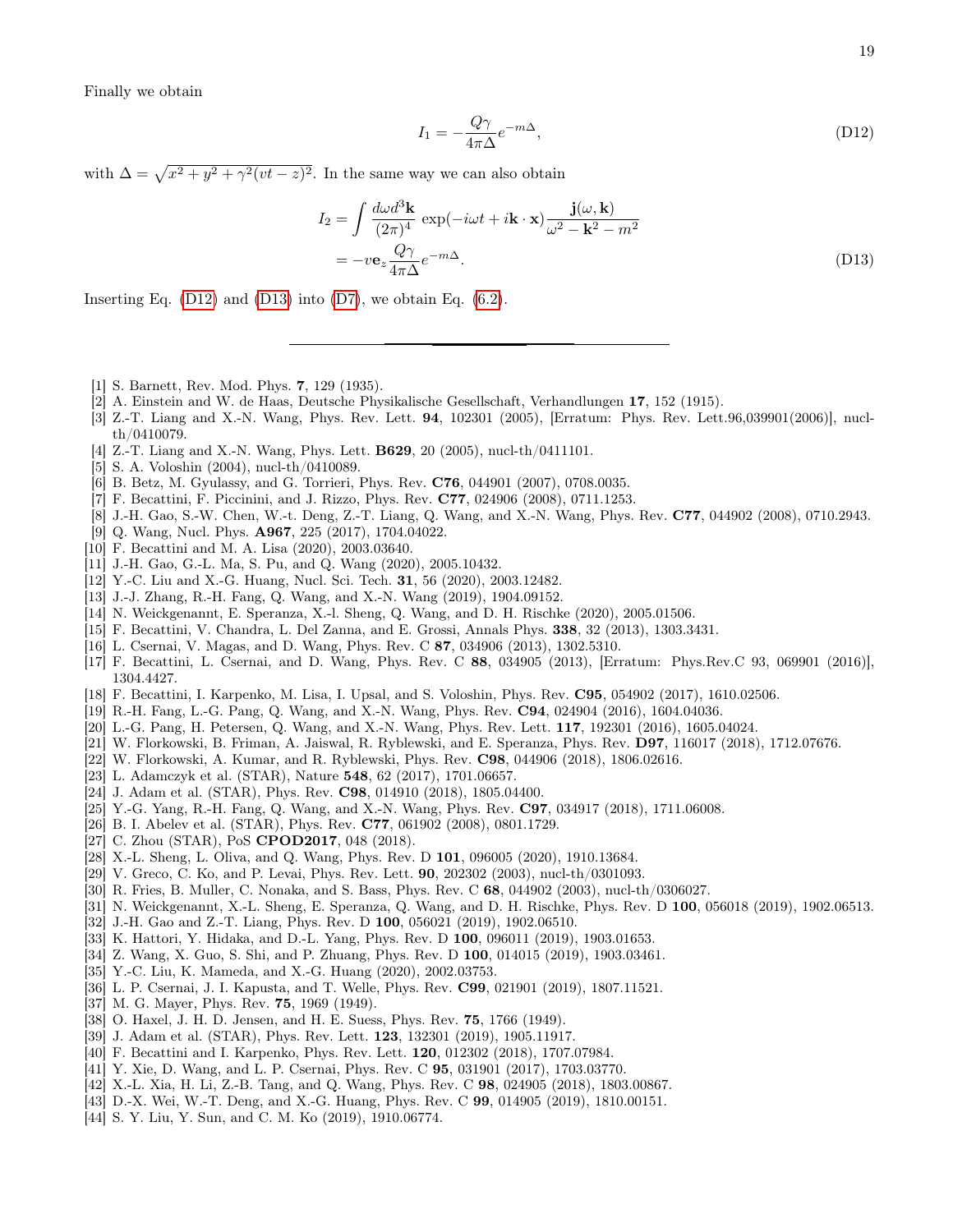Finally we obtain

$$I_1 = -\frac{Q\gamma}{4\pi\Delta} e^{-m\Delta}, \tag{D12}$$

with $\Delta = \sqrt{x^2 + y^2 + \gamma^2(vt - z)^2}$. In the same way we can also obtain

$$\begin{aligned} I_2 &= \int \frac{d\omega d^3\mathbf{k}}{(2\pi)^4} \exp(-i\omega t + i\mathbf{k}\cdot\mathbf{x}) \frac{\mathbf{j}(\omega, \mathbf{k})}{\omega^2 - \mathbf{k}^2 - m^2} \\ &= -v\mathbf{e}_z \frac{Q\gamma}{4\pi\Delta} e^{-m\Delta}. \end{aligned} \tag{D13}$$

Inserting Eq. (D12) and (D13) into (D7), we obtain Eq. (6.2).

---

[1] S. Barnett, Rev. Mod. Phys. **7**, 129 (1935).
[2] A. Einstein and W. de Haas, Deutsche Physikalische Gesellschaft, Verhandlungen **17**, 152 (1915).
[3] Z.-T. Liang and X.-N. Wang, Phys. Rev. Lett. **94**, 102301 (2005), [Erratum: Phys. Rev. Lett.96,039901(2006)], nucl-th/0410079.
[4] Z.-T. Liang and X.-N. Wang, Phys. Lett. **B629**, 20 (2005), nucl-th/0411101.
[5] S. A. Voloshin (2004), nucl-th/0410089.
[6] B. Betz, M. Gyulassy, and G. Torrieri, Phys. Rev. **C76**, 044901 (2007), 0708.0035.
[7] F. Becattini, F. Piccinini, and J. Rizzo, Phys. Rev. **C77**, 024906 (2008), 0711.1253.
[8] J.-H. Gao, S.-W. Chen, W.-t. Deng, Z.-T. Liang, Q. Wang, and X.-N. Wang, Phys. Rev. **C77**, 044902 (2008), 0710.2943.
[9] Q. Wang, Nucl. Phys. **A967**, 225 (2017), 1704.04022.
[10] F. Becattini and M. A. Lisa (2020), 2003.03640.
[11] J.-H. Gao, G.-L. Ma, S. Pu, and Q. Wang (2020), 2005.10432.
[12] Y.-C. Liu and X.-G. Huang, Nucl. Sci. Tech. **31**, 56 (2020), 2003.12482.
[13] J.-J. Zhang, R.-H. Fang, Q. Wang, and X.-N. Wang (2019), 1904.09152.
[14] N. Weickgenannt, E. Speranza, X.-l. Sheng, Q. Wang, and D. H. Rischke (2020), 2005.01506.
[15] F. Becattini, V. Chandra, L. Del Zanna, and E. Grossi, Annals Phys. **338**, 32 (2013), 1303.3431.
[16] L. Csernai, V. Magas, and D. Wang, Phys. Rev. C **87**, 034906 (2013), 1302.5310.
[17] F. Becattini, L. Csernai, and D. Wang, Phys. Rev. C **88**, 034905 (2013), [Erratum: Phys.Rev.C 93, 069901 (2016)], 1304.4427.
[18] F. Becattini, I. Karpenko, M. Lisa, I. Upsal, and S. Voloshin, Phys. Rev. **C95**, 054902 (2017), 1610.02506.
[19] R.-H. Fang, L.-G. Pang, Q. Wang, and X.-N. Wang, Phys. Rev. **C94**, 024904 (2016), 1604.04036.
[20] L.-G. Pang, H. Petersen, Q. Wang, and X.-N. Wang, Phys. Rev. Lett. **117**, 192301 (2016), 1605.04024.
[21] W. Florkowski, B. Friman, A. Jaiswal, R. Ryblewski, and E. Speranza, Phys. Rev. **D97**, 116017 (2018), 1712.07676.
[22] W. Florkowski, A. Kumar, and R. Ryblewski, Phys. Rev. **C98**, 044906 (2018), 1806.02616.
[23] L. Adamczyk et al. (STAR), Nature **548**, 62 (2017), 1701.06657.
[24] J. Adam et al. (STAR), Phys. Rev. **C98**, 014910 (2018), 1805.04400.
[25] Y.-G. Yang, R.-H. Fang, Q. Wang, and X.-N. Wang, Phys. Rev. **C97**, 034917 (2018), 1711.06008.
[26] B. I. Abelev et al. (STAR), Phys. Rev. **C77**, 061902 (2008), 0801.1729.
[27] C. Zhou (STAR), PoS **CPOD2017**, 048 (2018).
[28] X.-L. Sheng, L. Oliva, and Q. Wang, Phys. Rev. D **101**, 096005 (2020), 1910.13684.
[29] V. Greco, C. Ko, and P. Levai, Phys. Rev. Lett. **90**, 202302 (2003), nucl-th/0301093.
[30] R. Fries, B. Muller, C. Nonaka, and S. Bass, Phys. Rev. C **68**, 044902 (2003), nucl-th/0306027.
[31] N. Weickgenannt, X.-L. Sheng, E. Speranza, Q. Wang, and D. H. Rischke, Phys. Rev. D **100**, 056018 (2019), 1902.06513.
[32] J.-H. Gao and Z.-T. Liang, Phys. Rev. D **100**, 056021 (2019), 1902.06510.
[33] K. Hattori, Y. Hidaka, and D.-L. Yang, Phys. Rev. D **100**, 096011 (2019), 1903.01653.
[34] Z. Wang, X. Guo, S. Shi, and P. Zhuang, Phys. Rev. D **100**, 014015 (2019), 1903.03461.
[35] Y.-C. Liu, K. Mameda, and X.-G. Huang (2020), 2002.03753.
[36] L. P. Csernai, J. I. Kapusta, and T. Welle, Phys. Rev. **C99**, 021901 (2019), 1807.11521.
[37] M. G. Mayer, Phys. Rev. **75**, 1969 (1949).
[38] O. Haxel, J. H. D. Jensen, and H. E. Suess, Phys. Rev. **75**, 1766 (1949).
[39] J. Adam et al. (STAR), Phys. Rev. Lett. **123**, 132301 (2019), 1905.11917.
[40] F. Becattini and I. Karpenko, Phys. Rev. Lett. **120**, 012302 (2018), 1707.07984.
[41] Y. Xie, D. Wang, and L. P. Csernai, Phys. Rev. C **95**, 031901 (2017), 1703.03770.
[42] X.-L. Xia, H. Li, Z.-B. Tang, and Q. Wang, Phys. Rev. C **98**, 024905 (2018), 1803.00867.
[43] D.-X. Wei, W.-T. Deng, and X.-G. Huang, Phys. Rev. C **99**, 014905 (2019), 1810.00151.
[44] S. Y. Liu, Y. Sun, and C. M. Ko (2019), 1910.06774.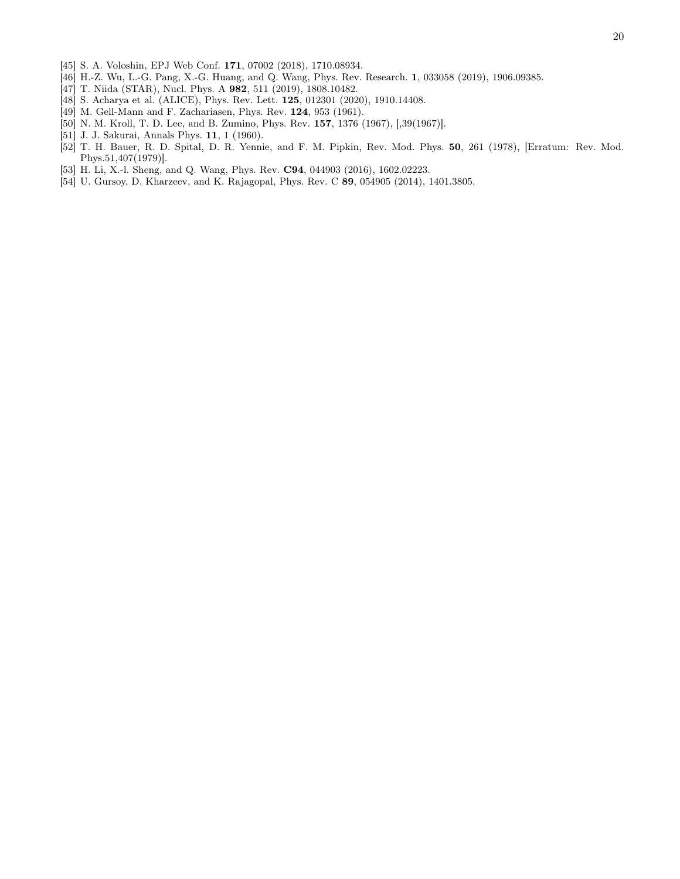[45] S. A. Voloshin, EPJ Web Conf. **171**, 07002 (2018), 1710.08934.
[46] H.-Z. Wu, L.-G. Pang, X.-G. Huang, and Q. Wang, Phys. Rev. Research. **1**, 033058 (2019), 1906.09385.
[47] T. Niida (STAR), Nucl. Phys. A **982**, 511 (2019), 1808.10482.
[48] S. Acharya et al. (ALICE), Phys. Rev. Lett. **125**, 012301 (2020), 1910.14408.
[49] M. Gell-Mann and F. Zachariasen, Phys. Rev. **124**, 953 (1961).
[50] N. M. Kroll, T. D. Lee, and B. Zumino, Phys. Rev. **157**, 1376 (1967), [,39(1967)].
[51] J. J. Sakurai, Annals Phys. **11**, 1 (1960).
[52] T. H. Bauer, R. D. Spital, D. R. Yennie, and F. M. Pipkin, Rev. Mod. Phys. **50**, 261 (1978), [Erratum: Rev. Mod. Phys.51,407(1979)].
[53] H. Li, X.-l. Sheng, and Q. Wang, Phys. Rev. **C94**, 044903 (2016), 1602.02223.
[54] U. Gursoy, D. Kharzeev, and K. Rajagopal, Phys. Rev. C **89**, 054905 (2014), 1401.3805.